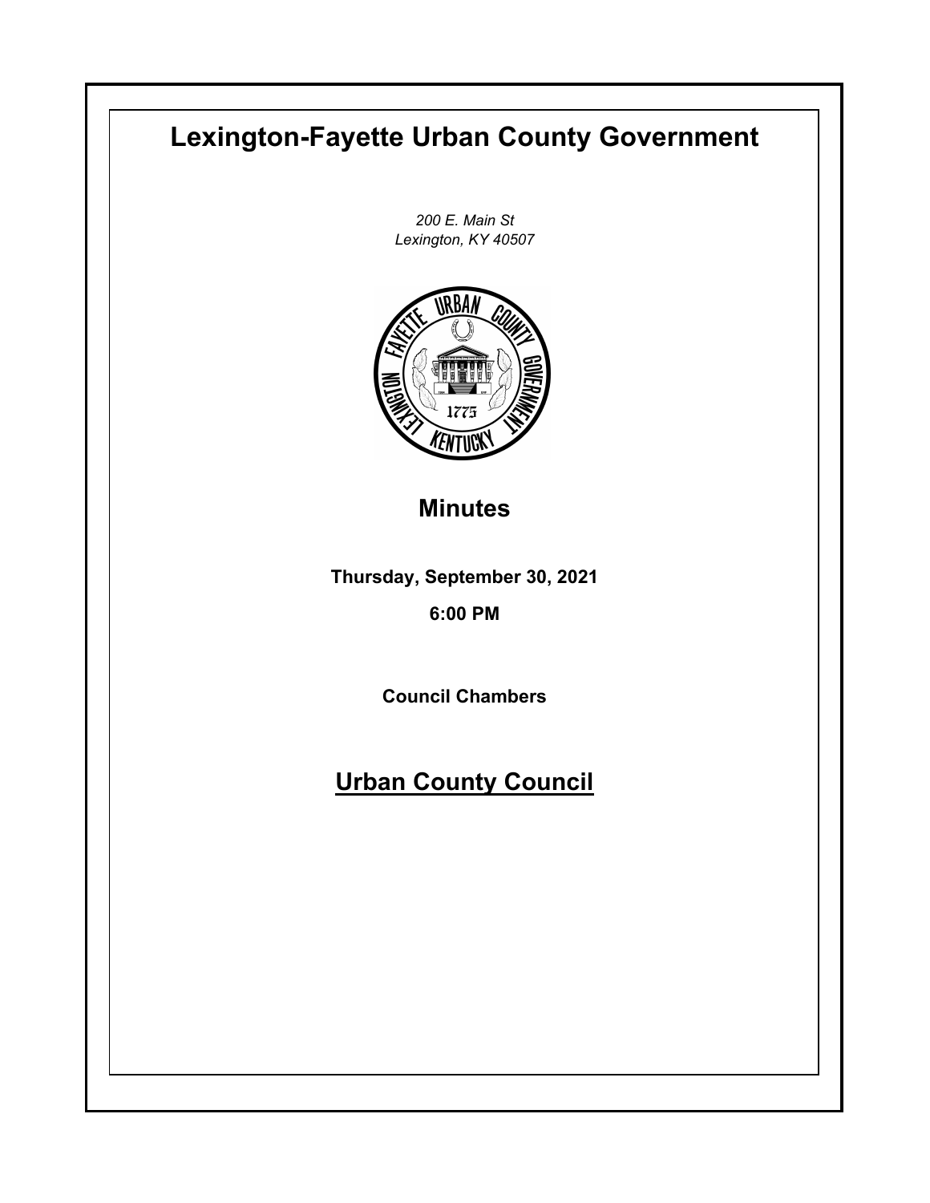# Lexington-Fayette Urban County Government

*200 E. Main St*
*Lexington, KY 40507*

## Minutes

**Thursday, September 30, 2021**

**6:00 PM**

**Council Chambers**

## Urban County Council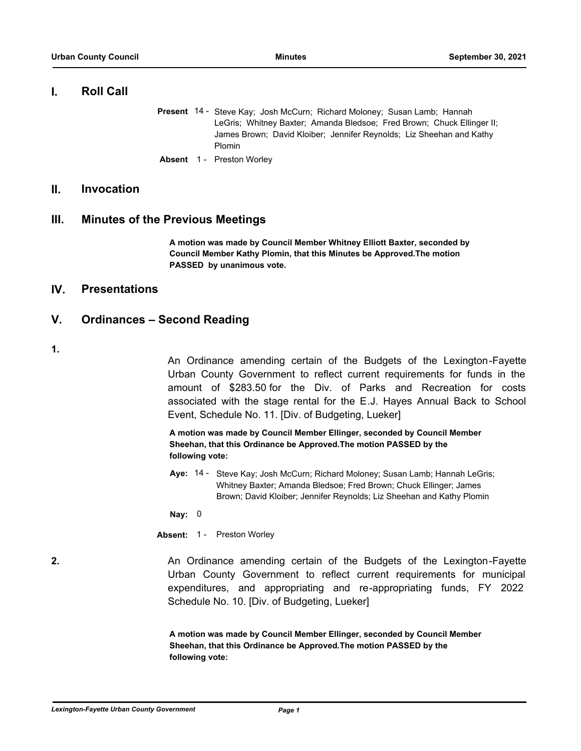## I. Roll Call

**Present** 14 - Steve Kay; Josh McCurn; Richard Moloney; Susan Lamb; Hannah LeGris; Whitney Baxter; Amanda Bledsoe; Fred Brown; Chuck Ellinger II; James Brown; David Kloiber; Jennifer Reynolds; Liz Sheehan and Kathy Plomin

**Absent** 1 - Preston Worley

## II. Invocation

## III. Minutes of the Previous Meetings

**A motion was made by Council Member Whitney Elliott Baxter, seconded by Council Member Kathy Plomin, that this Minutes be Approved.The motion PASSED by unanimous vote.**

## IV. Presentations

## V. Ordinances – Second Reading

**1.**

An Ordinance amending certain of the Budgets of the Lexington-Fayette Urban County Government to reflect current requirements for funds in the amount of $283.50 for the Div. of Parks and Recreation for costs associated with the stage rental for the E.J. Hayes Annual Back to School Event, Schedule No. 11. [Div. of Budgeting, Lueker]

**A motion was made by Council Member Ellinger, seconded by Council Member Sheehan, that this Ordinance be Approved.The motion PASSED by the following vote:**

**Aye:** 14 - Steve Kay; Josh McCurn; Richard Moloney; Susan Lamb; Hannah LeGris; Whitney Baxter; Amanda Bledsoe; Fred Brown; Chuck Ellinger; James Brown; David Kloiber; Jennifer Reynolds; Liz Sheehan and Kathy Plomin

**Nay:** 0

**Absent:** 1 - Preston Worley

**2.**

An Ordinance amending certain of the Budgets of the Lexington-Fayette Urban County Government to reflect current requirements for municipal expenditures, and appropriating and re-appropriating funds, FY 2022 Schedule No. 10. [Div. of Budgeting, Lueker]

**A motion was made by Council Member Ellinger, seconded by Council Member Sheehan, that this Ordinance be Approved.The motion PASSED by the following vote:**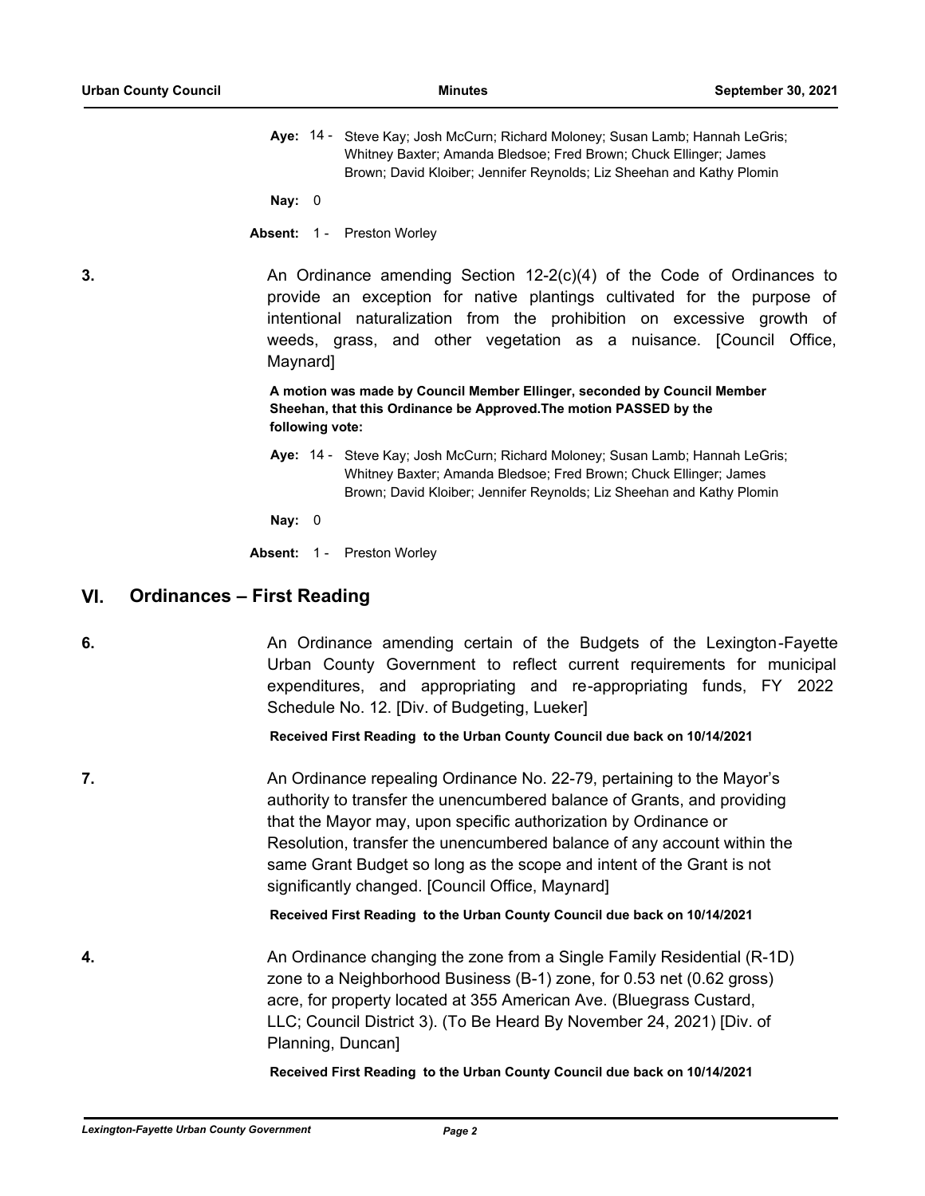**Aye:** 14 - Steve Kay; Josh McCurn; Richard Moloney; Susan Lamb; Hannah LeGris; Whitney Baxter; Amanda Bledsoe; Fred Brown; Chuck Ellinger; James Brown; David Kloiber; Jennifer Reynolds; Liz Sheehan and Kathy Plomin

**Nay:** 0

**Absent:** 1 - Preston Worley

**3.** An Ordinance amending Section 12-2(c)(4) of the Code of Ordinances to provide an exception for native plantings cultivated for the purpose of intentional naturalization from the prohibition on excessive growth of weeds, grass, and other vegetation as a nuisance. [Council Office, Maynard]

**A motion was made by Council Member Ellinger, seconded by Council Member Sheehan, that this Ordinance be Approved.The motion PASSED by the following vote:**

**Aye:** 14 - Steve Kay; Josh McCurn; Richard Moloney; Susan Lamb; Hannah LeGris; Whitney Baxter; Amanda Bledsoe; Fred Brown; Chuck Ellinger; James Brown; David Kloiber; Jennifer Reynolds; Liz Sheehan and Kathy Plomin

**Nay:** 0

**Absent:** 1 - Preston Worley

## VI. Ordinances – First Reading

**6.** An Ordinance amending certain of the Budgets of the Lexington-Fayette Urban County Government to reflect current requirements for municipal expenditures, and appropriating and re-appropriating funds, FY 2022 Schedule No. 12. [Div. of Budgeting, Lueker]

**Received First Reading to the Urban County Council due back on 10/14/2021**

**7.** An Ordinance repealing Ordinance No. 22-79, pertaining to the Mayor's authority to transfer the unencumbered balance of Grants, and providing that the Mayor may, upon specific authorization by Ordinance or Resolution, transfer the unencumbered balance of any account within the same Grant Budget so long as the scope and intent of the Grant is not significantly changed. [Council Office, Maynard]

**Received First Reading to the Urban County Council due back on 10/14/2021**

**4.** An Ordinance changing the zone from a Single Family Residential (R-1D) zone to a Neighborhood Business (B-1) zone, for 0.53 net (0.62 gross) acre, for property located at 355 American Ave. (Bluegrass Custard, LLC; Council District 3). (To Be Heard By November 24, 2021) [Div. of Planning, Duncan]

**Received First Reading to the Urban County Council due back on 10/14/2021**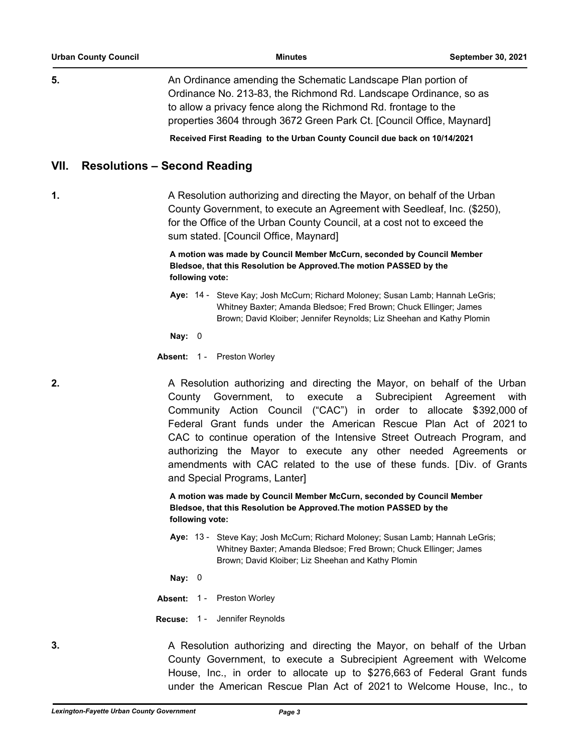**5.** An Ordinance amending the Schematic Landscape Plan portion of Ordinance No. 213-83, the Richmond Rd. Landscape Ordinance, so as to allow a privacy fence along the Richmond Rd. frontage to the properties 3604 through 3672 Green Park Ct. [Council Office, Maynard]

**Received First Reading to the Urban County Council due back on 10/14/2021**

## VII. Resolutions – Second Reading

**1.** A Resolution authorizing and directing the Mayor, on behalf of the Urban County Government, to execute an Agreement with Seedleaf, Inc. ($250), for the Office of the Urban County Council, at a cost not to exceed the sum stated. [Council Office, Maynard]

**A motion was made by Council Member McCurn, seconded by Council Member Bledsoe, that this Resolution be Approved.The motion PASSED by the following vote:**

**Aye:** 14 - Steve Kay; Josh McCurn; Richard Moloney; Susan Lamb; Hannah LeGris; Whitney Baxter; Amanda Bledsoe; Fred Brown; Chuck Ellinger; James Brown; David Kloiber; Jennifer Reynolds; Liz Sheehan and Kathy Plomin

**Nay:** 0

**Absent:** 1 - Preston Worley

**2.** A Resolution authorizing and directing the Mayor, on behalf of the Urban County Government, to execute a Subrecipient Agreement with Community Action Council ("CAC") in order to allocate $392,000 of Federal Grant funds under the American Rescue Plan Act of 2021 to CAC to continue operation of the Intensive Street Outreach Program, and authorizing the Mayor to execute any other needed Agreements or amendments with CAC related to the use of these funds. [Div. of Grants and Special Programs, Lanter]

**A motion was made by Council Member McCurn, seconded by Council Member Bledsoe, that this Resolution be Approved.The motion PASSED by the following vote:**

**Aye:** 13 - Steve Kay; Josh McCurn; Richard Moloney; Susan Lamb; Hannah LeGris; Whitney Baxter; Amanda Bledsoe; Fred Brown; Chuck Ellinger; James Brown; David Kloiber; Liz Sheehan and Kathy Plomin

**Nay:** 0

**Absent:** 1 - Preston Worley

**Recuse:** 1 - Jennifer Reynolds

**3.** A Resolution authorizing and directing the Mayor, on behalf of the Urban County Government, to execute a Subrecipient Agreement with Welcome House, Inc., in order to allocate up to $276,663 of Federal Grant funds under the American Rescue Plan Act of 2021 to Welcome House, Inc., to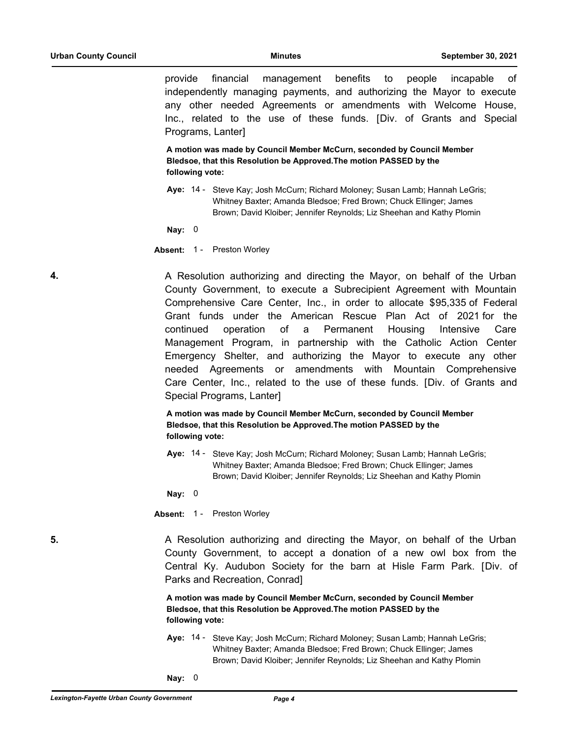provide financial management benefits to people incapable of independently managing payments, and authorizing the Mayor to execute any other needed Agreements or amendments with Welcome House, Inc., related to the use of these funds. [Div. of Grants and Special Programs, Lanter]

**A motion was made by Council Member McCurn, seconded by Council Member Bledsoe, that this Resolution be Approved.The motion PASSED by the following vote:**

**Aye:** 14 - Steve Kay; Josh McCurn; Richard Moloney; Susan Lamb; Hannah LeGris; Whitney Baxter; Amanda Bledsoe; Fred Brown; Chuck Ellinger; James Brown; David Kloiber; Jennifer Reynolds; Liz Sheehan and Kathy Plomin

**Nay:** 0

**Absent:** 1 - Preston Worley

**4.** A Resolution authorizing and directing the Mayor, on behalf of the Urban County Government, to execute a Subrecipient Agreement with Mountain Comprehensive Care Center, Inc., in order to allocate $95,335 of Federal Grant funds under the American Rescue Plan Act of 2021 for the continued operation of a Permanent Housing Intensive Care Management Program, in partnership with the Catholic Action Center Emergency Shelter, and authorizing the Mayor to execute any other needed Agreements or amendments with Mountain Comprehensive Care Center, Inc., related to the use of these funds. [Div. of Grants and Special Programs, Lanter]

**A motion was made by Council Member McCurn, seconded by Council Member Bledsoe, that this Resolution be Approved.The motion PASSED by the following vote:**

**Aye:** 14 - Steve Kay; Josh McCurn; Richard Moloney; Susan Lamb; Hannah LeGris; Whitney Baxter; Amanda Bledsoe; Fred Brown; Chuck Ellinger; James Brown; David Kloiber; Jennifer Reynolds; Liz Sheehan and Kathy Plomin

**Nay:** 0

**Absent:** 1 - Preston Worley

**5.** A Resolution authorizing and directing the Mayor, on behalf of the Urban County Government, to accept a donation of a new owl box from the Central Ky. Audubon Society for the barn at Hisle Farm Park. [Div. of Parks and Recreation, Conrad]

**A motion was made by Council Member McCurn, seconded by Council Member Bledsoe, that this Resolution be Approved.The motion PASSED by the following vote:**

**Aye:** 14 - Steve Kay; Josh McCurn; Richard Moloney; Susan Lamb; Hannah LeGris; Whitney Baxter; Amanda Bledsoe; Fred Brown; Chuck Ellinger; James Brown; David Kloiber; Jennifer Reynolds; Liz Sheehan and Kathy Plomin

**Nay:** 0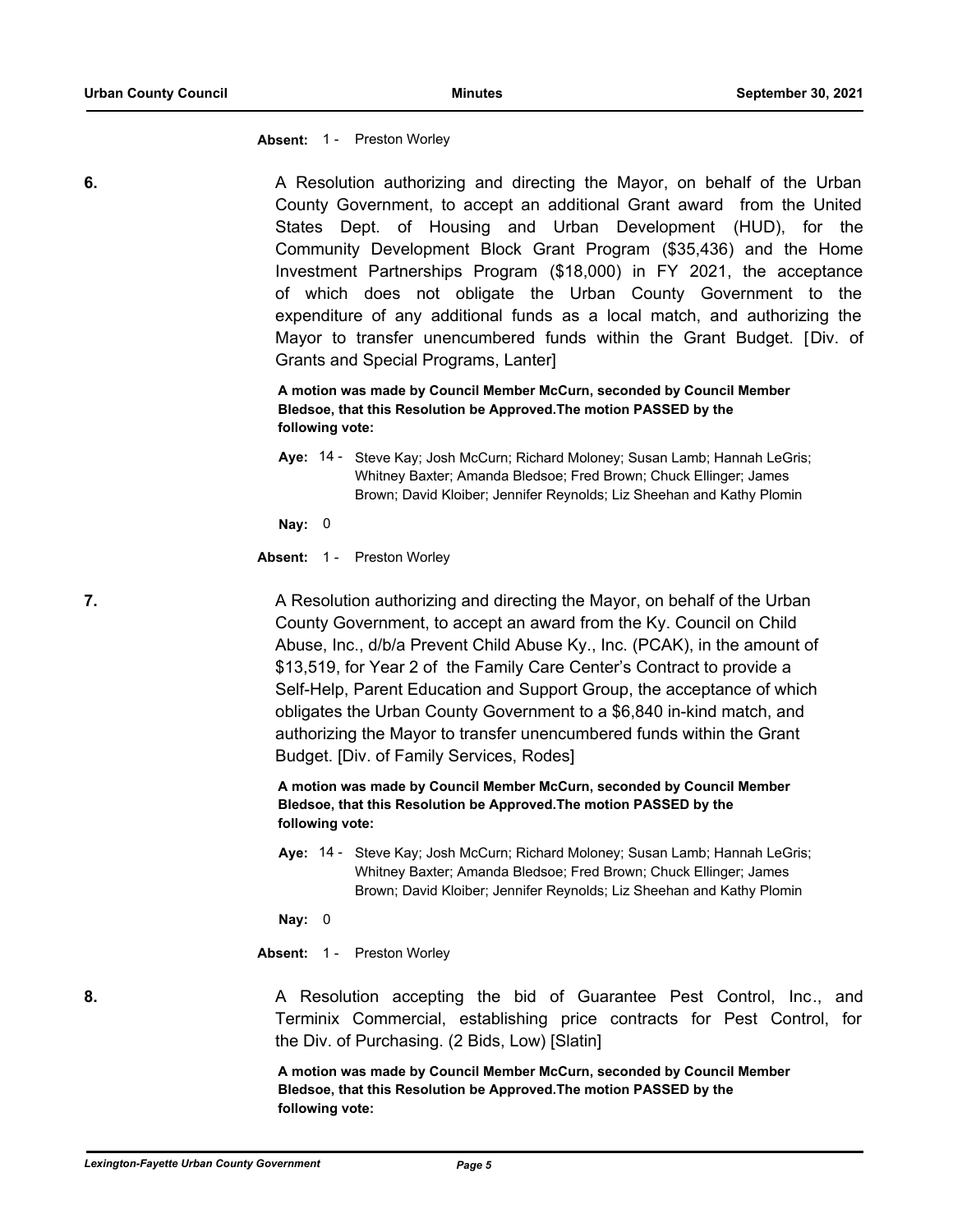**Absent:** 1 - Preston Worley

**6.** A Resolution authorizing and directing the Mayor, on behalf of the Urban County Government, to accept an additional Grant award from the United States Dept. of Housing and Urban Development (HUD), for the Community Development Block Grant Program ($35,436) and the Home Investment Partnerships Program ($18,000) in FY 2021, the acceptance of which does not obligate the Urban County Government to the expenditure of any additional funds as a local match, and authorizing the Mayor to transfer unencumbered funds within the Grant Budget. [Div. of Grants and Special Programs, Lanter]

**A motion was made by Council Member McCurn, seconded by Council Member Bledsoe, that this Resolution be Approved.The motion PASSED by the following vote:**

**Aye:** 14 - Steve Kay; Josh McCurn; Richard Moloney; Susan Lamb; Hannah LeGris; Whitney Baxter; Amanda Bledsoe; Fred Brown; Chuck Ellinger; James Brown; David Kloiber; Jennifer Reynolds; Liz Sheehan and Kathy Plomin

**Nay:** 0

**Absent:** 1 - Preston Worley

**7.** A Resolution authorizing and directing the Mayor, on behalf of the Urban County Government, to accept an award from the Ky. Council on Child Abuse, Inc., d/b/a Prevent Child Abuse Ky., Inc. (PCAK), in the amount of $13,519, for Year 2 of the Family Care Center's Contract to provide a Self-Help, Parent Education and Support Group, the acceptance of which obligates the Urban County Government to a $6,840 in-kind match, and authorizing the Mayor to transfer unencumbered funds within the Grant Budget. [Div. of Family Services, Rodes]

**A motion was made by Council Member McCurn, seconded by Council Member Bledsoe, that this Resolution be Approved.The motion PASSED by the following vote:**

**Aye:** 14 - Steve Kay; Josh McCurn; Richard Moloney; Susan Lamb; Hannah LeGris; Whitney Baxter; Amanda Bledsoe; Fred Brown; Chuck Ellinger; James Brown; David Kloiber; Jennifer Reynolds; Liz Sheehan and Kathy Plomin

**Nay:** 0

**Absent:** 1 - Preston Worley

**8.** A Resolution accepting the bid of Guarantee Pest Control, Inc., and Terminix Commercial, establishing price contracts for Pest Control, for the Div. of Purchasing. (2 Bids, Low) [Slatin]

**A motion was made by Council Member McCurn, seconded by Council Member Bledsoe, that this Resolution be Approved.The motion PASSED by the following vote:**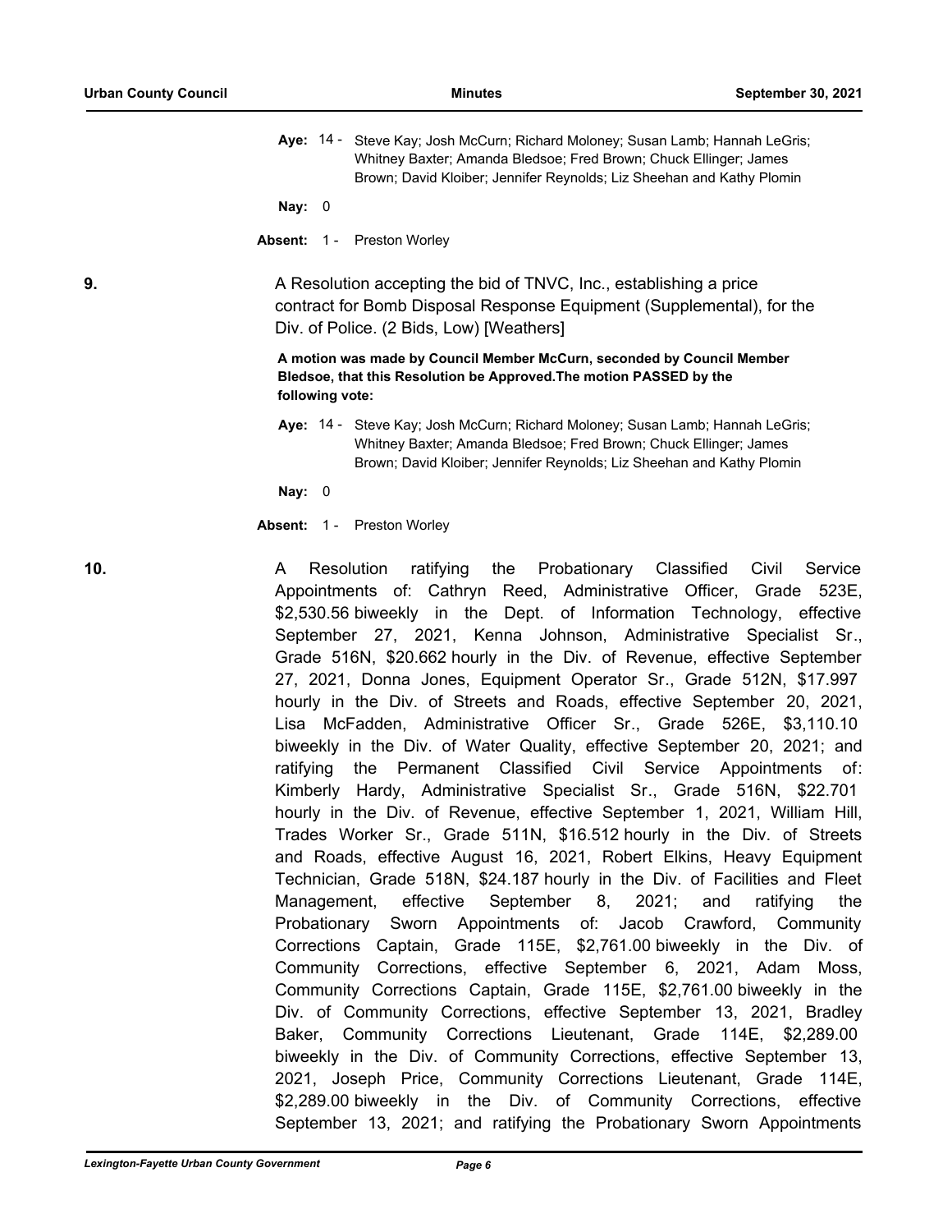**Aye:** 14 - Steve Kay; Josh McCurn; Richard Moloney; Susan Lamb; Hannah LeGris; Whitney Baxter; Amanda Bledsoe; Fred Brown; Chuck Ellinger; James Brown; David Kloiber; Jennifer Reynolds; Liz Sheehan and Kathy Plomin

**Nay:** 0

**Absent:** 1 - Preston Worley

**9.** A Resolution accepting the bid of TNVC, Inc., establishing a price contract for Bomb Disposal Response Equipment (Supplemental), for the Div. of Police. (2 Bids, Low) [Weathers]

**A motion was made by Council Member McCurn, seconded by Council Member Bledsoe, that this Resolution be Approved.The motion PASSED by the following vote:**

**Aye:** 14 - Steve Kay; Josh McCurn; Richard Moloney; Susan Lamb; Hannah LeGris; Whitney Baxter; Amanda Bledsoe; Fred Brown; Chuck Ellinger; James Brown; David Kloiber; Jennifer Reynolds; Liz Sheehan and Kathy Plomin

**Nay:** 0

**Absent:** 1 - Preston Worley

**10.** A Resolution ratifying the Probationary Classified Civil Service Appointments of: Cathryn Reed, Administrative Officer, Grade 523E, $2,530.56 biweekly in the Dept. of Information Technology, effective September 27, 2021, Kenna Johnson, Administrative Specialist Sr., Grade 516N, $20.662 hourly in the Div. of Revenue, effective September 27, 2021, Donna Jones, Equipment Operator Sr., Grade 512N, $17.997 hourly in the Div. of Streets and Roads, effective September 20, 2021, Lisa McFadden, Administrative Officer Sr., Grade 526E, $3,110.10 biweekly in the Div. of Water Quality, effective September 20, 2021; and ratifying the Permanent Classified Civil Service Appointments of: Kimberly Hardy, Administrative Specialist Sr., Grade 516N, $22.701 hourly in the Div. of Revenue, effective September 1, 2021, William Hill, Trades Worker Sr., Grade 511N, $16.512 hourly in the Div. of Streets and Roads, effective August 16, 2021, Robert Elkins, Heavy Equipment Technician, Grade 518N, $24.187 hourly in the Div. of Facilities and Fleet Management, effective September 8, 2021; and ratifying the Probationary Sworn Appointments of: Jacob Crawford, Community Corrections Captain, Grade 115E, $2,761.00 biweekly in the Div. of Community Corrections, effective September 6, 2021, Adam Moss, Community Corrections Captain, Grade 115E, $2,761.00 biweekly in the Div. of Community Corrections, effective September 13, 2021, Bradley Baker, Community Corrections Lieutenant, Grade 114E, $2,289.00 biweekly in the Div. of Community Corrections, effective September 13, 2021, Joseph Price, Community Corrections Lieutenant, Grade 114E, $2,289.00 biweekly in the Div. of Community Corrections, effective September 13, 2021; and ratifying the Probationary Sworn Appointments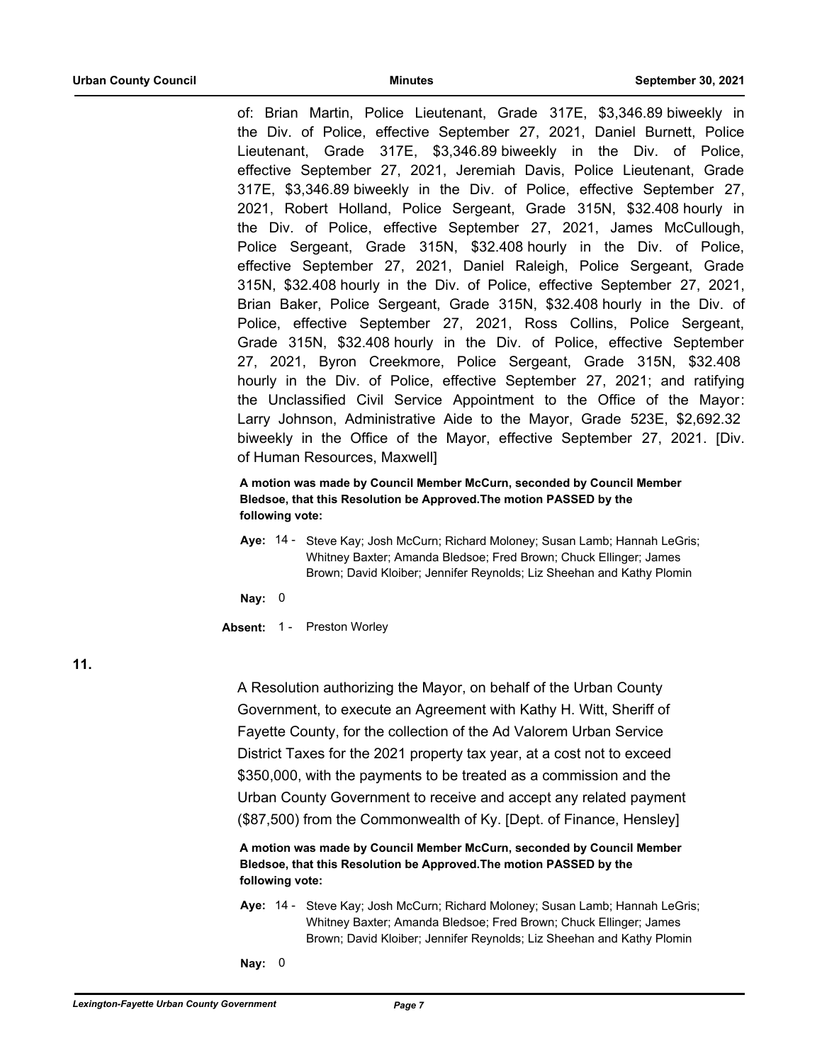of: Brian Martin, Police Lieutenant, Grade 317E, $3,346.89 biweekly in the Div. of Police, effective September 27, 2021, Daniel Burnett, Police Lieutenant, Grade 317E, $3,346.89 biweekly in the Div. of Police, effective September 27, 2021, Jeremiah Davis, Police Lieutenant, Grade 317E, $3,346.89 biweekly in the Div. of Police, effective September 27, 2021, Robert Holland, Police Sergeant, Grade 315N, $32.408 hourly in the Div. of Police, effective September 27, 2021, James McCullough, Police Sergeant, Grade 315N, $32.408 hourly in the Div. of Police, effective September 27, 2021, Daniel Raleigh, Police Sergeant, Grade 315N, $32.408 hourly in the Div. of Police, effective September 27, 2021, Brian Baker, Police Sergeant, Grade 315N, $32.408 hourly in the Div. of Police, effective September 27, 2021, Ross Collins, Police Sergeant, Grade 315N, $32.408 hourly in the Div. of Police, effective September 27, 2021, Byron Creekmore, Police Sergeant, Grade 315N, $32.408 hourly in the Div. of Police, effective September 27, 2021; and ratifying the Unclassified Civil Service Appointment to the Office of the Mayor: Larry Johnson, Administrative Aide to the Mayor, Grade 523E, $2,692.32 biweekly in the Office of the Mayor, effective September 27, 2021. [Div. of Human Resources, Maxwell]

**A motion was made by Council Member McCurn, seconded by Council Member Bledsoe, that this Resolution be Approved.The motion PASSED by the following vote:**

**Aye:** 14 - Steve Kay; Josh McCurn; Richard Moloney; Susan Lamb; Hannah LeGris; Whitney Baxter; Amanda Bledsoe; Fred Brown; Chuck Ellinger; James Brown; David Kloiber; Jennifer Reynolds; Liz Sheehan and Kathy Plomin

**Nay:** 0

**Absent:** 1 - Preston Worley

**11.**

A Resolution authorizing the Mayor, on behalf of the Urban County Government, to execute an Agreement with Kathy H. Witt, Sheriff of Fayette County, for the collection of the Ad Valorem Urban Service District Taxes for the 2021 property tax year, at a cost not to exceed $350,000, with the payments to be treated as a commission and the Urban County Government to receive and accept any related payment ($87,500) from the Commonwealth of Ky. [Dept. of Finance, Hensley]

**A motion was made by Council Member McCurn, seconded by Council Member Bledsoe, that this Resolution be Approved.The motion PASSED by the following vote:**

**Aye:** 14 - Steve Kay; Josh McCurn; Richard Moloney; Susan Lamb; Hannah LeGris; Whitney Baxter; Amanda Bledsoe; Fred Brown; Chuck Ellinger; James Brown; David Kloiber; Jennifer Reynolds; Liz Sheehan and Kathy Plomin

**Nay:** 0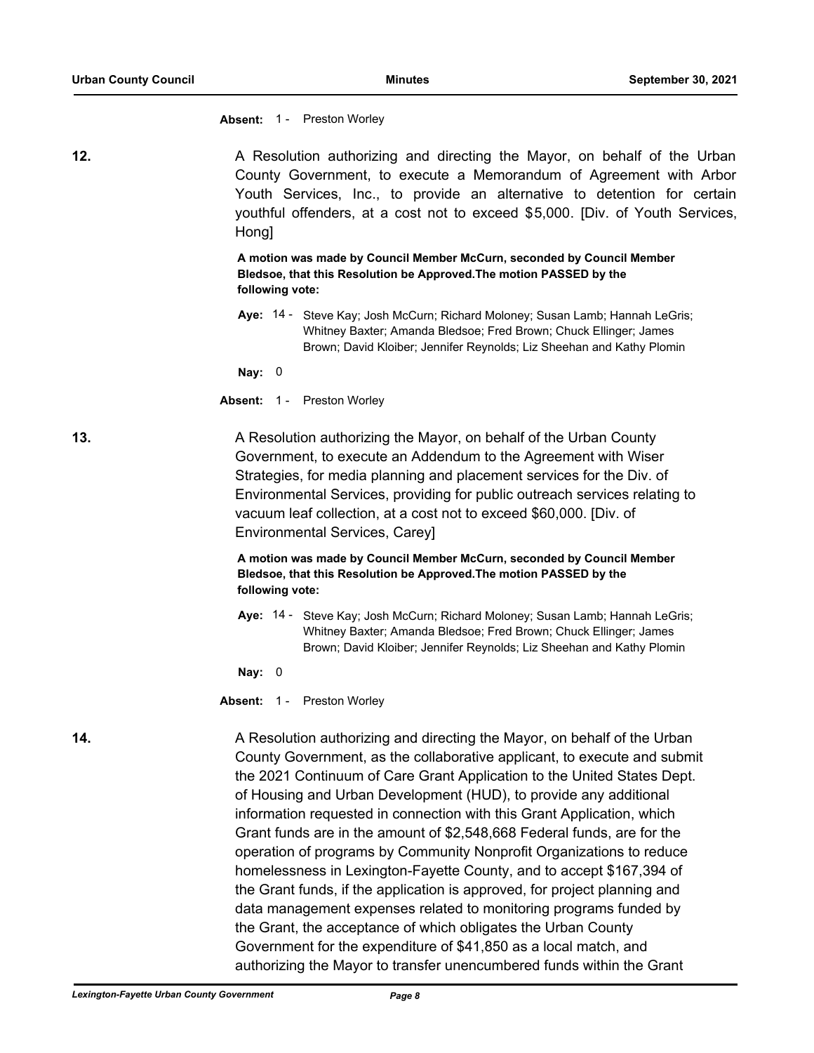**Absent:** 1 - Preston Worley

**12.** A Resolution authorizing and directing the Mayor, on behalf of the Urban County Government, to execute a Memorandum of Agreement with Arbor Youth Services, Inc., to provide an alternative to detention for certain youthful offenders, at a cost not to exceed $5,000. [Div. of Youth Services, Hong]

**A motion was made by Council Member McCurn, seconded by Council Member Bledsoe, that this Resolution be Approved.The motion PASSED by the following vote:**

**Aye:** 14 - Steve Kay; Josh McCurn; Richard Moloney; Susan Lamb; Hannah LeGris; Whitney Baxter; Amanda Bledsoe; Fred Brown; Chuck Ellinger; James Brown; David Kloiber; Jennifer Reynolds; Liz Sheehan and Kathy Plomin

**Nay:** 0

**Absent:** 1 - Preston Worley

**13.** A Resolution authorizing the Mayor, on behalf of the Urban County Government, to execute an Addendum to the Agreement with Wiser Strategies, for media planning and placement services for the Div. of Environmental Services, providing for public outreach services relating to vacuum leaf collection, at a cost not to exceed $60,000. [Div. of Environmental Services, Carey]

**A motion was made by Council Member McCurn, seconded by Council Member Bledsoe, that this Resolution be Approved.The motion PASSED by the following vote:**

**Aye:** 14 - Steve Kay; Josh McCurn; Richard Moloney; Susan Lamb; Hannah LeGris; Whitney Baxter; Amanda Bledsoe; Fred Brown; Chuck Ellinger; James Brown; David Kloiber; Jennifer Reynolds; Liz Sheehan and Kathy Plomin

**Nay:** 0

**Absent:** 1 - Preston Worley

**14.** A Resolution authorizing and directing the Mayor, on behalf of the Urban County Government, as the collaborative applicant, to execute and submit the 2021 Continuum of Care Grant Application to the United States Dept. of Housing and Urban Development (HUD), to provide any additional information requested in connection with this Grant Application, which Grant funds are in the amount of $2,548,668 Federal funds, are for the operation of programs by Community Nonprofit Organizations to reduce homelessness in Lexington-Fayette County, and to accept $167,394 of the Grant funds, if the application is approved, for project planning and data management expenses related to monitoring programs funded by the Grant, the acceptance of which obligates the Urban County Government for the expenditure of $41,850 as a local match, and authorizing the Mayor to transfer unencumbered funds within the Grant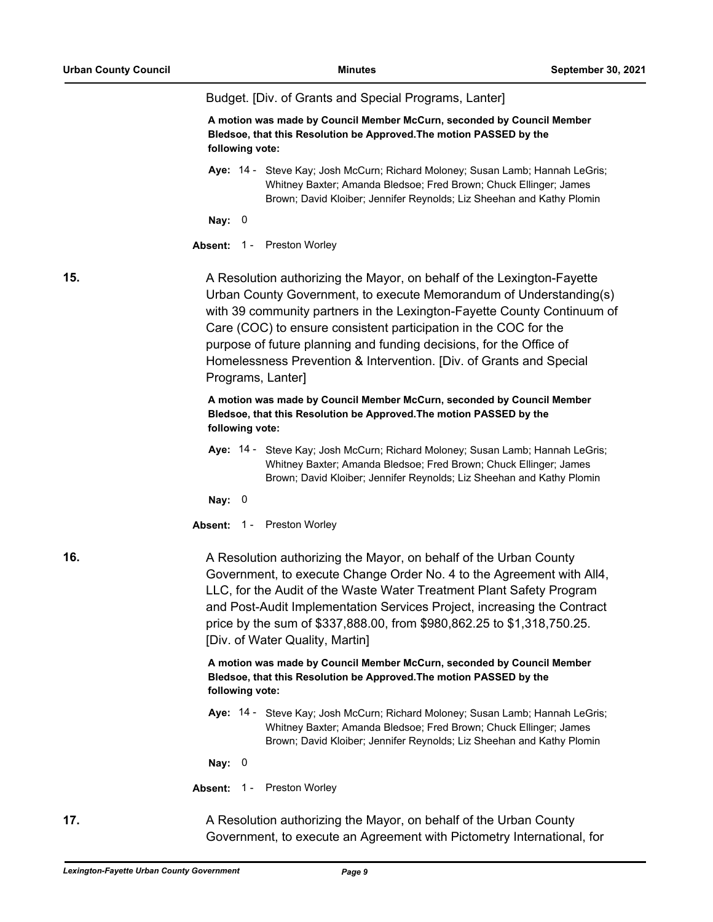Budget. [Div. of Grants and Special Programs, Lanter]

**A motion was made by Council Member McCurn, seconded by Council Member Bledsoe, that this Resolution be Approved.The motion PASSED by the following vote:**

**Aye:** 14 - Steve Kay; Josh McCurn; Richard Moloney; Susan Lamb; Hannah LeGris; Whitney Baxter; Amanda Bledsoe; Fred Brown; Chuck Ellinger; James Brown; David Kloiber; Jennifer Reynolds; Liz Sheehan and Kathy Plomin

**Nay:** 0

**Absent:** 1 - Preston Worley

**15.** A Resolution authorizing the Mayor, on behalf of the Lexington-Fayette Urban County Government, to execute Memorandum of Understanding(s) with 39 community partners in the Lexington-Fayette County Continuum of Care (COC) to ensure consistent participation in the COC for the purpose of future planning and funding decisions, for the Office of Homelessness Prevention & Intervention. [Div. of Grants and Special Programs, Lanter]

**A motion was made by Council Member McCurn, seconded by Council Member Bledsoe, that this Resolution be Approved.The motion PASSED by the following vote:**

**Aye:** 14 - Steve Kay; Josh McCurn; Richard Moloney; Susan Lamb; Hannah LeGris; Whitney Baxter; Amanda Bledsoe; Fred Brown; Chuck Ellinger; James Brown; David Kloiber; Jennifer Reynolds; Liz Sheehan and Kathy Plomin

**Nay:** 0

**Absent:** 1 - Preston Worley

**16.** A Resolution authorizing the Mayor, on behalf of the Urban County Government, to execute Change Order No. 4 to the Agreement with All4, LLC, for the Audit of the Waste Water Treatment Plant Safety Program and Post-Audit Implementation Services Project, increasing the Contract price by the sum of $337,888.00, from $980,862.25 to $1,318,750.25. [Div. of Water Quality, Martin]

**A motion was made by Council Member McCurn, seconded by Council Member Bledsoe, that this Resolution be Approved.The motion PASSED by the following vote:**

**Aye:** 14 - Steve Kay; Josh McCurn; Richard Moloney; Susan Lamb; Hannah LeGris; Whitney Baxter; Amanda Bledsoe; Fred Brown; Chuck Ellinger; James Brown; David Kloiber; Jennifer Reynolds; Liz Sheehan and Kathy Plomin

**Nay:** 0

**Absent:** 1 - Preston Worley

**17.** A Resolution authorizing the Mayor, on behalf of the Urban County Government, to execute an Agreement with Pictometry International, for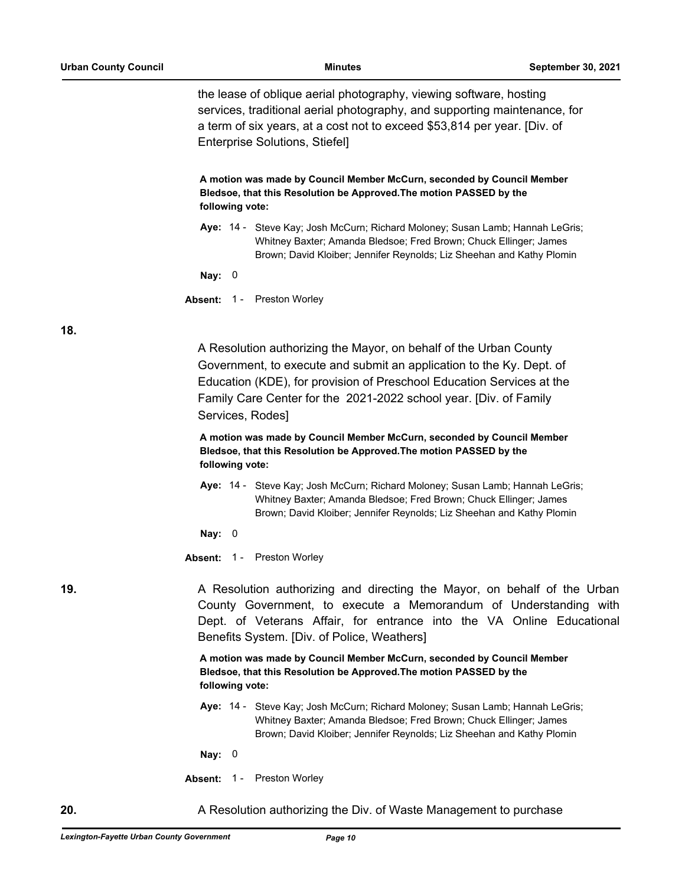the lease of oblique aerial photography, viewing software, hosting services, traditional aerial photography, and supporting maintenance, for a term of six years, at a cost not to exceed $53,814 per year. [Div. of Enterprise Solutions, Stiefel]

**A motion was made by Council Member McCurn, seconded by Council Member Bledsoe, that this Resolution be Approved.The motion PASSED by the following vote:**

**Aye:** 14 - Steve Kay; Josh McCurn; Richard Moloney; Susan Lamb; Hannah LeGris; Whitney Baxter; Amanda Bledsoe; Fred Brown; Chuck Ellinger; James Brown; David Kloiber; Jennifer Reynolds; Liz Sheehan and Kathy Plomin

**Nay:** 0

**Absent:** 1 - Preston Worley

**18.**

A Resolution authorizing the Mayor, on behalf of the Urban County Government, to execute and submit an application to the Ky. Dept. of Education (KDE), for provision of Preschool Education Services at the Family Care Center for the 2021-2022 school year. [Div. of Family Services, Rodes]

**A motion was made by Council Member McCurn, seconded by Council Member Bledsoe, that this Resolution be Approved.The motion PASSED by the following vote:**

**Aye:** 14 - Steve Kay; Josh McCurn; Richard Moloney; Susan Lamb; Hannah LeGris; Whitney Baxter; Amanda Bledsoe; Fred Brown; Chuck Ellinger; James Brown; David Kloiber; Jennifer Reynolds; Liz Sheehan and Kathy Plomin

**Nay:** 0

**Absent:** 1 - Preston Worley

**19.**

A Resolution authorizing and directing the Mayor, on behalf of the Urban County Government, to execute a Memorandum of Understanding with Dept. of Veterans Affair, for entrance into the VA Online Educational Benefits System. [Div. of Police, Weathers]

**A motion was made by Council Member McCurn, seconded by Council Member Bledsoe, that this Resolution be Approved.The motion PASSED by the following vote:**

**Aye:** 14 - Steve Kay; Josh McCurn; Richard Moloney; Susan Lamb; Hannah LeGris; Whitney Baxter; Amanda Bledsoe; Fred Brown; Chuck Ellinger; James Brown; David Kloiber; Jennifer Reynolds; Liz Sheehan and Kathy Plomin

**Nay:** 0

**Absent:** 1 - Preston Worley

**20.**

A Resolution authorizing the Div. of Waste Management to purchase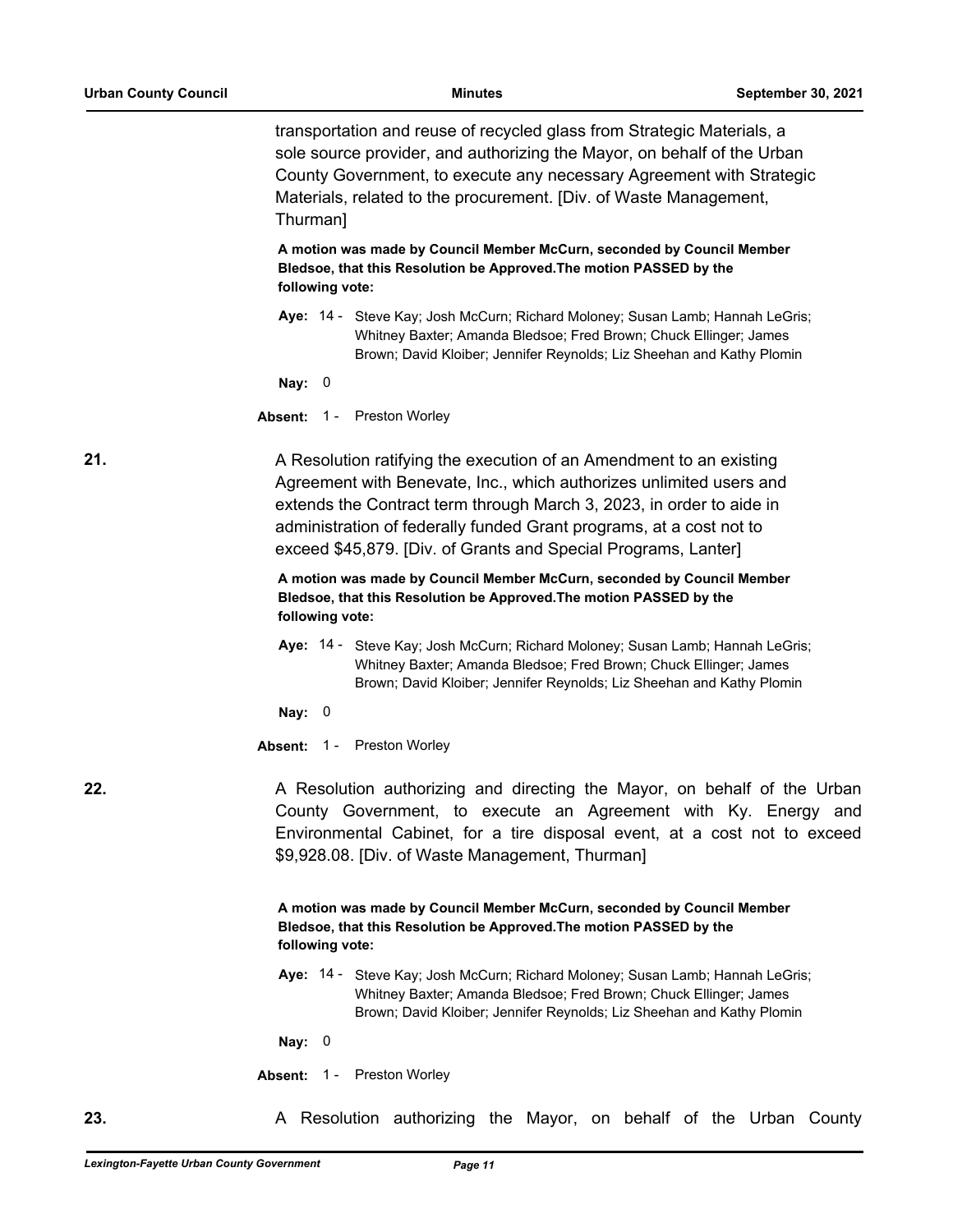transportation and reuse of recycled glass from Strategic Materials, a sole source provider, and authorizing the Mayor, on behalf of the Urban County Government, to execute any necessary Agreement with Strategic Materials, related to the procurement. [Div. of Waste Management, Thurman]

**A motion was made by Council Member McCurn, seconded by Council Member Bledsoe, that this Resolution be Approved.The motion PASSED by the following vote:**

**Aye:** 14 - Steve Kay; Josh McCurn; Richard Moloney; Susan Lamb; Hannah LeGris; Whitney Baxter; Amanda Bledsoe; Fred Brown; Chuck Ellinger; James Brown; David Kloiber; Jennifer Reynolds; Liz Sheehan and Kathy Plomin

**Nay:** 0

**Absent:** 1 - Preston Worley

**21.** A Resolution ratifying the execution of an Amendment to an existing Agreement with Benevate, Inc., which authorizes unlimited users and extends the Contract term through March 3, 2023, in order to aide in administration of federally funded Grant programs, at a cost not to exceed $45,879. [Div. of Grants and Special Programs, Lanter]

**A motion was made by Council Member McCurn, seconded by Council Member Bledsoe, that this Resolution be Approved.The motion PASSED by the following vote:**

**Aye:** 14 - Steve Kay; Josh McCurn; Richard Moloney; Susan Lamb; Hannah LeGris; Whitney Baxter; Amanda Bledsoe; Fred Brown; Chuck Ellinger; James Brown; David Kloiber; Jennifer Reynolds; Liz Sheehan and Kathy Plomin

**Nay:** 0

**Absent:** 1 - Preston Worley

**22.** A Resolution authorizing and directing the Mayor, on behalf of the Urban County Government, to execute an Agreement with Ky. Energy and Environmental Cabinet, for a tire disposal event, at a cost not to exceed $9,928.08. [Div. of Waste Management, Thurman]

**A motion was made by Council Member McCurn, seconded by Council Member Bledsoe, that this Resolution be Approved.The motion PASSED by the following vote:**

**Aye:** 14 - Steve Kay; Josh McCurn; Richard Moloney; Susan Lamb; Hannah LeGris; Whitney Baxter; Amanda Bledsoe; Fred Brown; Chuck Ellinger; James Brown; David Kloiber; Jennifer Reynolds; Liz Sheehan and Kathy Plomin

**Nay:** 0

**Absent:** 1 - Preston Worley

**23.** A Resolution authorizing the Mayor, on behalf of the Urban County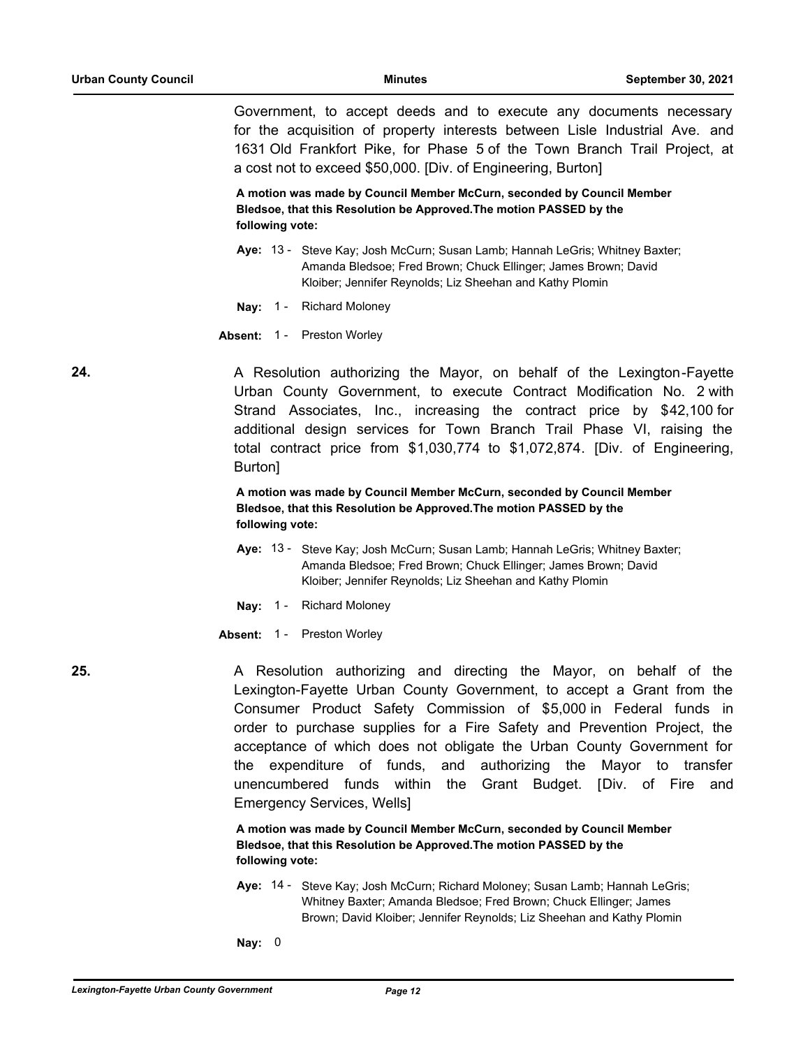Government, to accept deeds and to execute any documents necessary for the acquisition of property interests between Lisle Industrial Ave. and 1631 Old Frankfort Pike, for Phase 5 of the Town Branch Trail Project, at a cost not to exceed $50,000. [Div. of Engineering, Burton]

**A motion was made by Council Member McCurn, seconded by Council Member Bledsoe, that this Resolution be Approved.The motion PASSED by the following vote:**

**Aye:** 13 - Steve Kay; Josh McCurn; Susan Lamb; Hannah LeGris; Whitney Baxter; Amanda Bledsoe; Fred Brown; Chuck Ellinger; James Brown; David Kloiber; Jennifer Reynolds; Liz Sheehan and Kathy Plomin

**Nay:** 1 - Richard Moloney

**Absent:** 1 - Preston Worley

**24.** A Resolution authorizing the Mayor, on behalf of the Lexington-Fayette Urban County Government, to execute Contract Modification No. 2 with Strand Associates, Inc., increasing the contract price by $42,100 for additional design services for Town Branch Trail Phase VI, raising the total contract price from $1,030,774 to $1,072,874. [Div. of Engineering, Burton]

**A motion was made by Council Member McCurn, seconded by Council Member Bledsoe, that this Resolution be Approved.The motion PASSED by the following vote:**

**Aye:** 13 - Steve Kay; Josh McCurn; Susan Lamb; Hannah LeGris; Whitney Baxter; Amanda Bledsoe; Fred Brown; Chuck Ellinger; James Brown; David Kloiber; Jennifer Reynolds; Liz Sheehan and Kathy Plomin

**Nay:** 1 - Richard Moloney

**Absent:** 1 - Preston Worley

**25.** A Resolution authorizing and directing the Mayor, on behalf of the Lexington-Fayette Urban County Government, to accept a Grant from the Consumer Product Safety Commission of $5,000 in Federal funds in order to purchase supplies for a Fire Safety and Prevention Project, the acceptance of which does not obligate the Urban County Government for the expenditure of funds, and authorizing the Mayor to transfer unencumbered funds within the Grant Budget. [Div. of Fire and Emergency Services, Wells]

**A motion was made by Council Member McCurn, seconded by Council Member Bledsoe, that this Resolution be Approved.The motion PASSED by the following vote:**

**Aye:** 14 - Steve Kay; Josh McCurn; Richard Moloney; Susan Lamb; Hannah LeGris; Whitney Baxter; Amanda Bledsoe; Fred Brown; Chuck Ellinger; James Brown; David Kloiber; Jennifer Reynolds; Liz Sheehan and Kathy Plomin

**Nay:** 0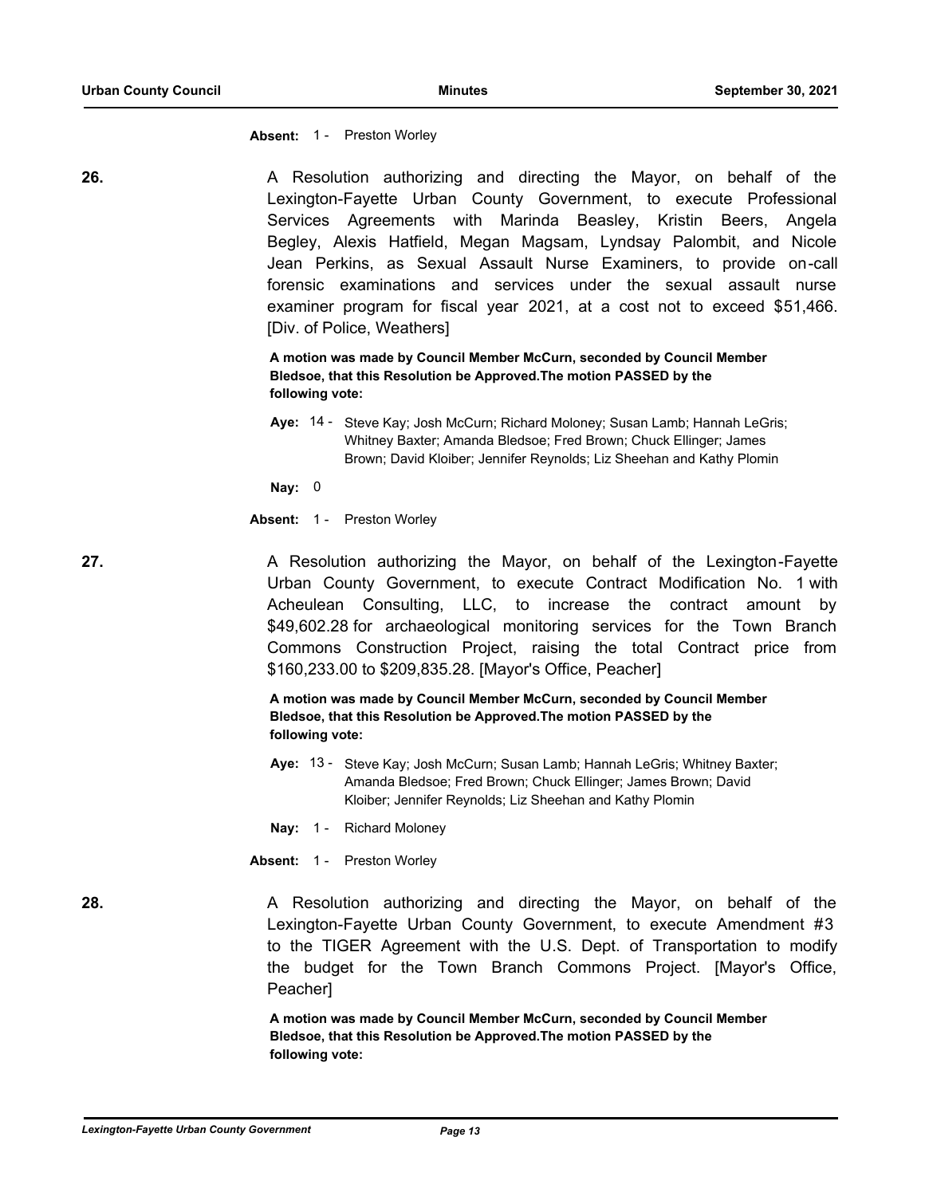**Absent:** 1 - Preston Worley

**26.** A Resolution authorizing and directing the Mayor, on behalf of the Lexington-Fayette Urban County Government, to execute Professional Services Agreements with Marinda Beasley, Kristin Beers, Angela Begley, Alexis Hatfield, Megan Magsam, Lyndsay Palombit, and Nicole Jean Perkins, as Sexual Assault Nurse Examiners, to provide on-call forensic examinations and services under the sexual assault nurse examiner program for fiscal year 2021, at a cost not to exceed $51,466. [Div. of Police, Weathers]

**A motion was made by Council Member McCurn, seconded by Council Member Bledsoe, that this Resolution be Approved.The motion PASSED by the following vote:**

**Aye:** 14 - Steve Kay; Josh McCurn; Richard Moloney; Susan Lamb; Hannah LeGris; Whitney Baxter; Amanda Bledsoe; Fred Brown; Chuck Ellinger; James Brown; David Kloiber; Jennifer Reynolds; Liz Sheehan and Kathy Plomin

**Nay:** 0

**Absent:** 1 - Preston Worley

**27.** A Resolution authorizing the Mayor, on behalf of the Lexington-Fayette Urban County Government, to execute Contract Modification No. 1 with Acheulean Consulting, LLC, to increase the contract amount by $49,602.28 for archaeological monitoring services for the Town Branch Commons Construction Project, raising the total Contract price from $160,233.00 to $209,835.28. [Mayor's Office, Peacher]

**A motion was made by Council Member McCurn, seconded by Council Member Bledsoe, that this Resolution be Approved.The motion PASSED by the following vote:**

**Aye:** 13 - Steve Kay; Josh McCurn; Susan Lamb; Hannah LeGris; Whitney Baxter; Amanda Bledsoe; Fred Brown; Chuck Ellinger; James Brown; David Kloiber; Jennifer Reynolds; Liz Sheehan and Kathy Plomin

**Nay:** 1 - Richard Moloney

**Absent:** 1 - Preston Worley

**28.** A Resolution authorizing and directing the Mayor, on behalf of the Lexington-Fayette Urban County Government, to execute Amendment #3 to the TIGER Agreement with the U.S. Dept. of Transportation to modify the budget for the Town Branch Commons Project. [Mayor's Office, Peacher]

**A motion was made by Council Member McCurn, seconded by Council Member Bledsoe, that this Resolution be Approved.The motion PASSED by the following vote:**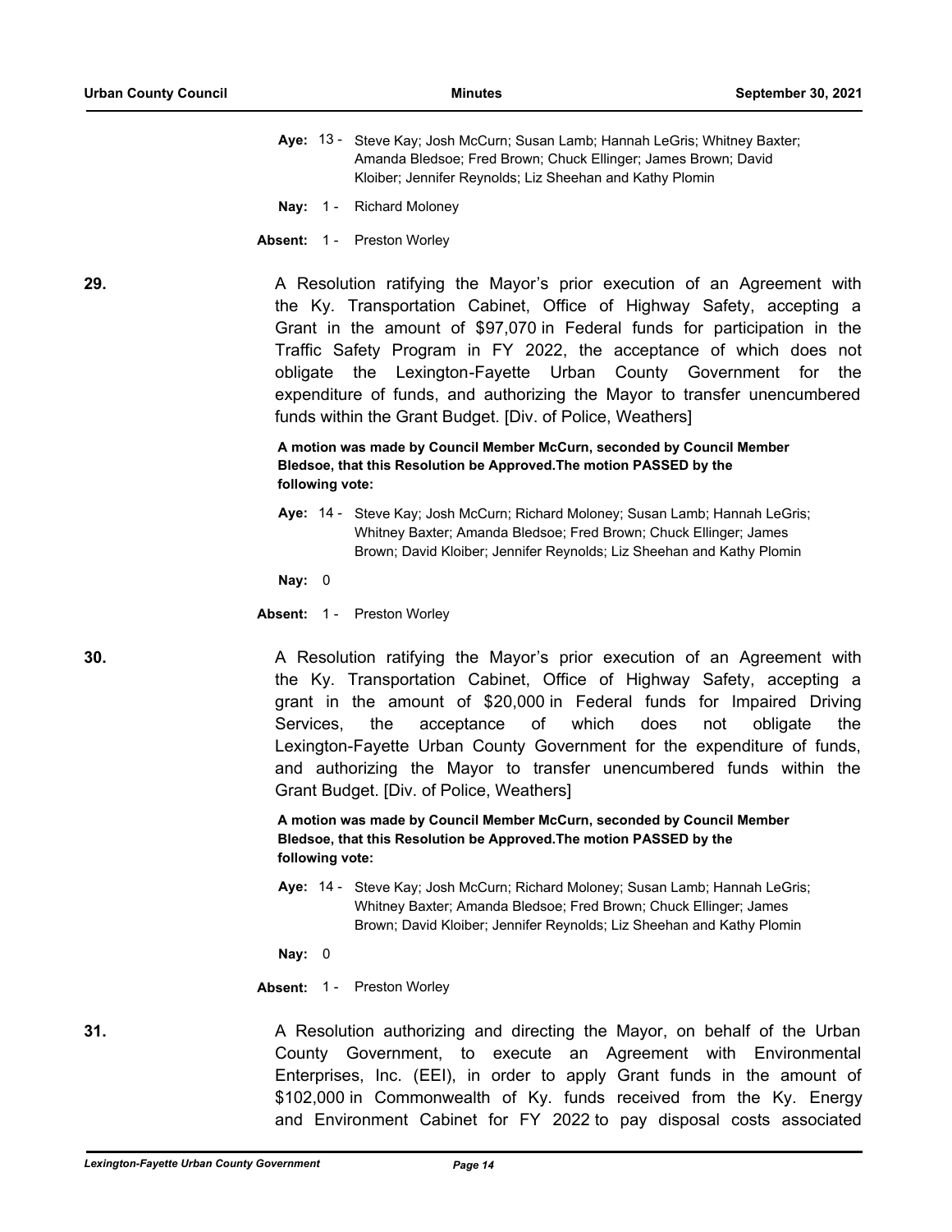**Aye:** 13 - Steve Kay; Josh McCurn; Susan Lamb; Hannah LeGris; Whitney Baxter; Amanda Bledsoe; Fred Brown; Chuck Ellinger; James Brown; David Kloiber; Jennifer Reynolds; Liz Sheehan and Kathy Plomin

**Nay:** 1 - Richard Moloney

**Absent:** 1 - Preston Worley

**29.** A Resolution ratifying the Mayor's prior execution of an Agreement with the Ky. Transportation Cabinet, Office of Highway Safety, accepting a Grant in the amount of $97,070 in Federal funds for participation in the Traffic Safety Program in FY 2022, the acceptance of which does not obligate the Lexington-Fayette Urban County Government for the expenditure of funds, and authorizing the Mayor to transfer unencumbered funds within the Grant Budget. [Div. of Police, Weathers]

**A motion was made by Council Member McCurn, seconded by Council Member Bledsoe, that this Resolution be Approved.The motion PASSED by the following vote:**

**Aye:** 14 - Steve Kay; Josh McCurn; Richard Moloney; Susan Lamb; Hannah LeGris; Whitney Baxter; Amanda Bledsoe; Fred Brown; Chuck Ellinger; James Brown; David Kloiber; Jennifer Reynolds; Liz Sheehan and Kathy Plomin

**Nay:** 0

**Absent:** 1 - Preston Worley

**30.** A Resolution ratifying the Mayor's prior execution of an Agreement with the Ky. Transportation Cabinet, Office of Highway Safety, accepting a grant in the amount of $20,000 in Federal funds for Impaired Driving Services, the acceptance of which does not obligate the Lexington-Fayette Urban County Government for the expenditure of funds, and authorizing the Mayor to transfer unencumbered funds within the Grant Budget. [Div. of Police, Weathers]

**A motion was made by Council Member McCurn, seconded by Council Member Bledsoe, that this Resolution be Approved.The motion PASSED by the following vote:**

**Aye:** 14 - Steve Kay; Josh McCurn; Richard Moloney; Susan Lamb; Hannah LeGris; Whitney Baxter; Amanda Bledsoe; Fred Brown; Chuck Ellinger; James Brown; David Kloiber; Jennifer Reynolds; Liz Sheehan and Kathy Plomin

**Nay:** 0

**Absent:** 1 - Preston Worley

**31.** A Resolution authorizing and directing the Mayor, on behalf of the Urban County Government, to execute an Agreement with Environmental Enterprises, Inc. (EEI), in order to apply Grant funds in the amount of $102,000 in Commonwealth of Ky. funds received from the Ky. Energy and Environment Cabinet for FY 2022 to pay disposal costs associated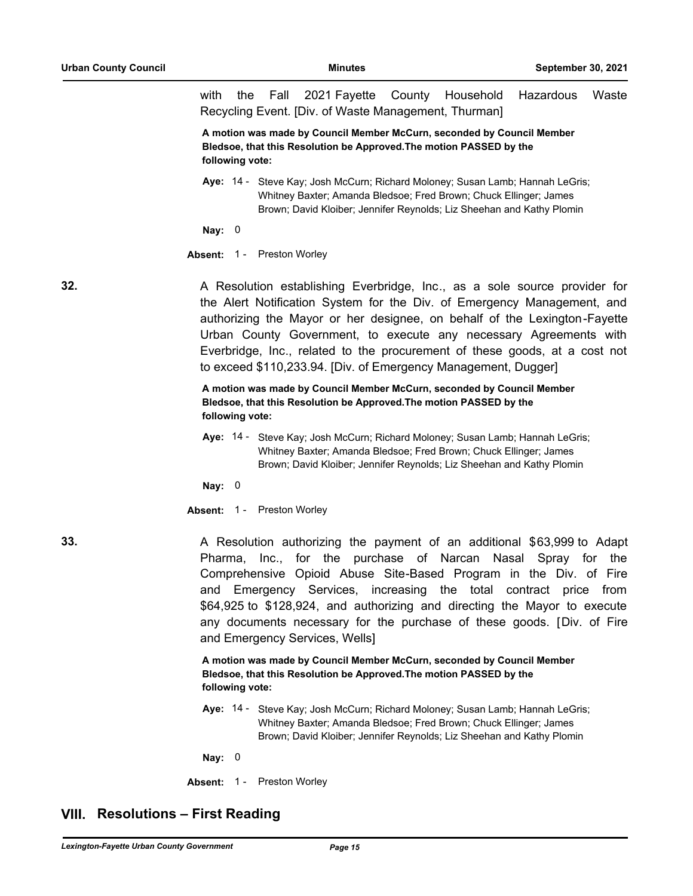with the Fall 2021 Fayette County Household Hazardous Waste Recycling Event. [Div. of Waste Management, Thurman]

**A motion was made by Council Member McCurn, seconded by Council Member Bledsoe, that this Resolution be Approved.The motion PASSED by the following vote:**

**Aye:** 14 - Steve Kay; Josh McCurn; Richard Moloney; Susan Lamb; Hannah LeGris; Whitney Baxter; Amanda Bledsoe; Fred Brown; Chuck Ellinger; James Brown; David Kloiber; Jennifer Reynolds; Liz Sheehan and Kathy Plomin

**Nay:** 0

**Absent:** 1 - Preston Worley

**32.** A Resolution establishing Everbridge, Inc., as a sole source provider for the Alert Notification System for the Div. of Emergency Management, and authorizing the Mayor or her designee, on behalf of the Lexington-Fayette Urban County Government, to execute any necessary Agreements with Everbridge, Inc., related to the procurement of these goods, at a cost not to exceed $110,233.94. [Div. of Emergency Management, Dugger]

**A motion was made by Council Member McCurn, seconded by Council Member Bledsoe, that this Resolution be Approved.The motion PASSED by the following vote:**

**Aye:** 14 - Steve Kay; Josh McCurn; Richard Moloney; Susan Lamb; Hannah LeGris; Whitney Baxter; Amanda Bledsoe; Fred Brown; Chuck Ellinger; James Brown; David Kloiber; Jennifer Reynolds; Liz Sheehan and Kathy Plomin

**Nay:** 0

**Absent:** 1 - Preston Worley

**33.** A Resolution authorizing the payment of an additional $63,999 to Adapt Pharma, Inc., for the purchase of Narcan Nasal Spray for the Comprehensive Opioid Abuse Site-Based Program in the Div. of Fire and Emergency Services, increasing the total contract price from $64,925 to $128,924, and authorizing and directing the Mayor to execute any documents necessary for the purchase of these goods. [Div. of Fire and Emergency Services, Wells]

**A motion was made by Council Member McCurn, seconded by Council Member Bledsoe, that this Resolution be Approved.The motion PASSED by the following vote:**

**Aye:** 14 - Steve Kay; Josh McCurn; Richard Moloney; Susan Lamb; Hannah LeGris; Whitney Baxter; Amanda Bledsoe; Fred Brown; Chuck Ellinger; James Brown; David Kloiber; Jennifer Reynolds; Liz Sheehan and Kathy Plomin

**Nay:** 0

**Absent:** 1 - Preston Worley

## VIII. Resolutions – First Reading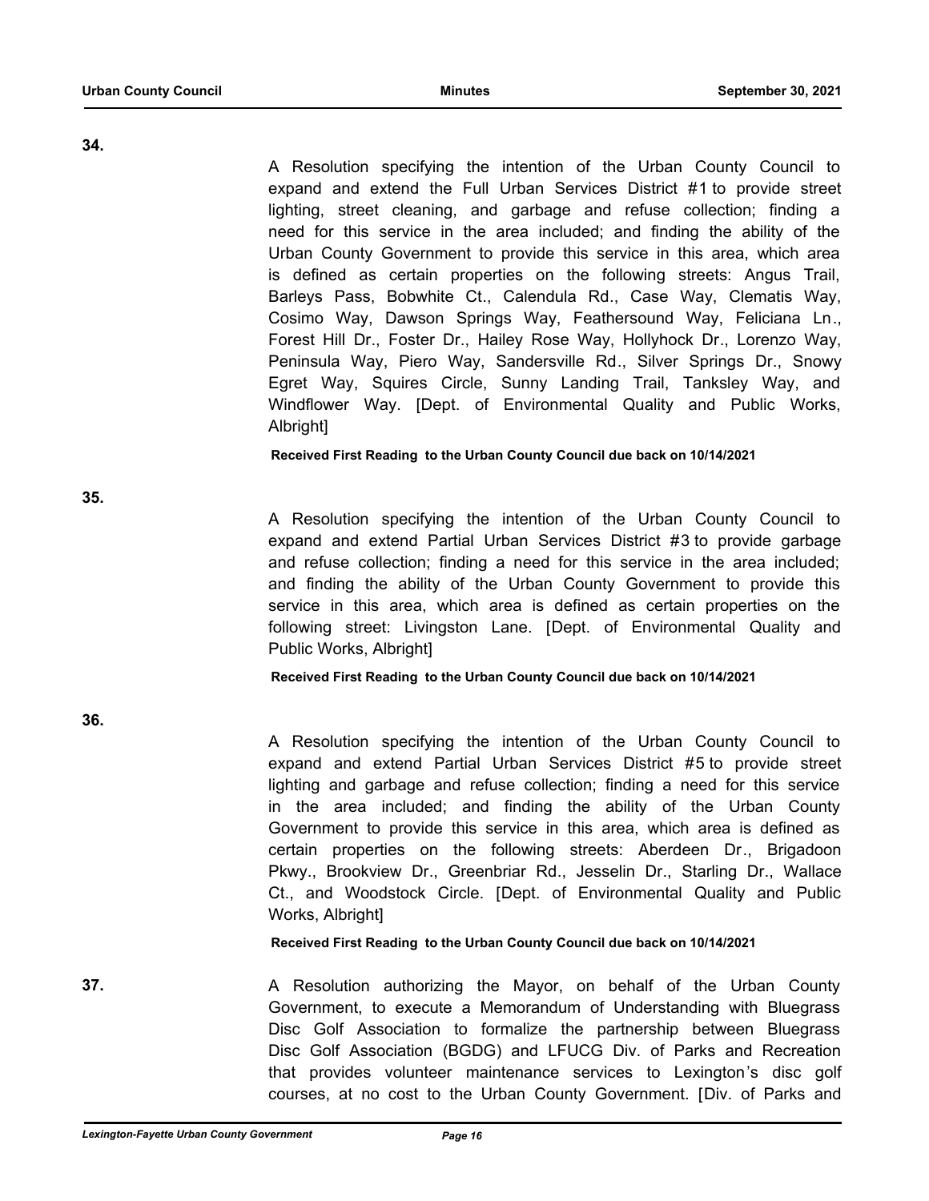**34.**

A Resolution specifying the intention of the Urban County Council to expand and extend the Full Urban Services District #1 to provide street lighting, street cleaning, and garbage and refuse collection; finding a need for this service in the area included; and finding the ability of the Urban County Government to provide this service in this area, which area is defined as certain properties on the following streets: Angus Trail, Barleys Pass, Bobwhite Ct., Calendula Rd., Case Way, Clematis Way, Cosimo Way, Dawson Springs Way, Feathersound Way, Feliciana Ln., Forest Hill Dr., Foster Dr., Hailey Rose Way, Hollyhock Dr., Lorenzo Way, Peninsula Way, Piero Way, Sandersville Rd., Silver Springs Dr., Snowy Egret Way, Squires Circle, Sunny Landing Trail, Tanksley Way, and Windflower Way. [Dept. of Environmental Quality and Public Works, Albright]

**Received First Reading to the Urban County Council due back on 10/14/2021**

**35.**

A Resolution specifying the intention of the Urban County Council to expand and extend Partial Urban Services District #3 to provide garbage and refuse collection; finding a need for this service in the area included; and finding the ability of the Urban County Government to provide this service in this area, which area is defined as certain properties on the following street: Livingston Lane. [Dept. of Environmental Quality and Public Works, Albright]

**Received First Reading to the Urban County Council due back on 10/14/2021**

**36.**

A Resolution specifying the intention of the Urban County Council to expand and extend Partial Urban Services District #5 to provide street lighting and garbage and refuse collection; finding a need for this service in the area included; and finding the ability of the Urban County Government to provide this service in this area, which area is defined as certain properties on the following streets: Aberdeen Dr., Brigadoon Pkwy., Brookview Dr., Greenbriar Rd., Jesselin Dr., Starling Dr., Wallace Ct., and Woodstock Circle. [Dept. of Environmental Quality and Public Works, Albright]

**Received First Reading to the Urban County Council due back on 10/14/2021**

**37.**

A Resolution authorizing the Mayor, on behalf of the Urban County Government, to execute a Memorandum of Understanding with Bluegrass Disc Golf Association to formalize the partnership between Bluegrass Disc Golf Association (BGDG) and LFUCG Div. of Parks and Recreation that provides volunteer maintenance services to Lexington's disc golf courses, at no cost to the Urban County Government. [Div. of Parks and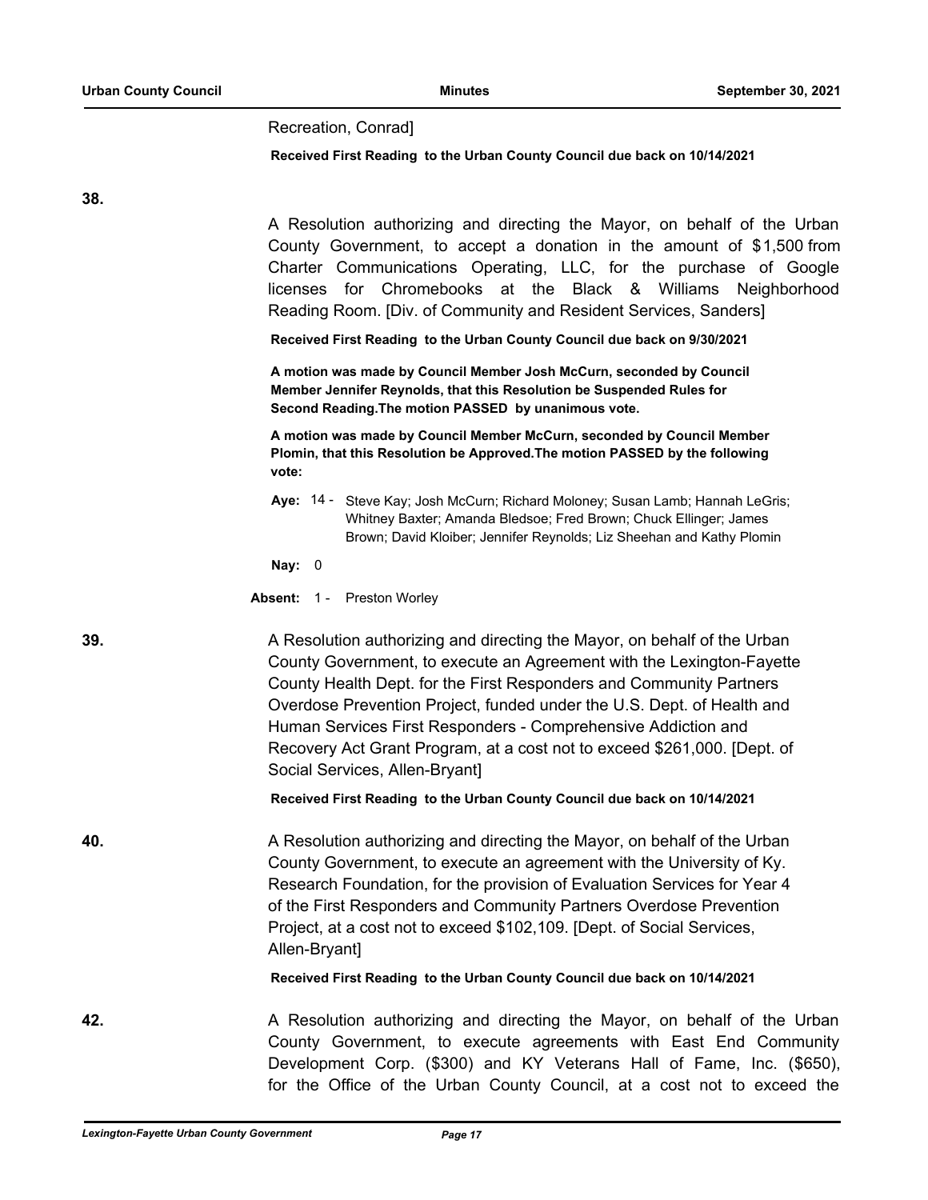Recreation, Conrad]

**Received First Reading to the Urban County Council due back on 10/14/2021**

**38.**

A Resolution authorizing and directing the Mayor, on behalf of the Urban County Government, to accept a donation in the amount of $1,500 from Charter Communications Operating, LLC, for the purchase of Google licenses for Chromebooks at the Black & Williams Neighborhood Reading Room. [Div. of Community and Resident Services, Sanders]

**Received First Reading to the Urban County Council due back on 9/30/2021**

**A motion was made by Council Member Josh McCurn, seconded by Council Member Jennifer Reynolds, that this Resolution be Suspended Rules for Second Reading.The motion PASSED by unanimous vote.**

**A motion was made by Council Member McCurn, seconded by Council Member Plomin, that this Resolution be Approved.The motion PASSED by the following vote:**

**Aye:** 14 - Steve Kay; Josh McCurn; Richard Moloney; Susan Lamb; Hannah LeGris; Whitney Baxter; Amanda Bledsoe; Fred Brown; Chuck Ellinger; James Brown; David Kloiber; Jennifer Reynolds; Liz Sheehan and Kathy Plomin

**Nay:** 0

**Absent:** 1 - Preston Worley

**39.** A Resolution authorizing and directing the Mayor, on behalf of the Urban County Government, to execute an Agreement with the Lexington-Fayette County Health Dept. for the First Responders and Community Partners Overdose Prevention Project, funded under the U.S. Dept. of Health and Human Services First Responders - Comprehensive Addiction and Recovery Act Grant Program, at a cost not to exceed $261,000. [Dept. of Social Services, Allen-Bryant]

**Received First Reading to the Urban County Council due back on 10/14/2021**

**40.** A Resolution authorizing and directing the Mayor, on behalf of the Urban County Government, to execute an agreement with the University of Ky. Research Foundation, for the provision of Evaluation Services for Year 4 of the First Responders and Community Partners Overdose Prevention Project, at a cost not to exceed $102,109. [Dept. of Social Services, Allen-Bryant]

**Received First Reading to the Urban County Council due back on 10/14/2021**

**42.** A Resolution authorizing and directing the Mayor, on behalf of the Urban County Government, to execute agreements with East End Community Development Corp. ($300) and KY Veterans Hall of Fame, Inc. ($650), for the Office of the Urban County Council, at a cost not to exceed the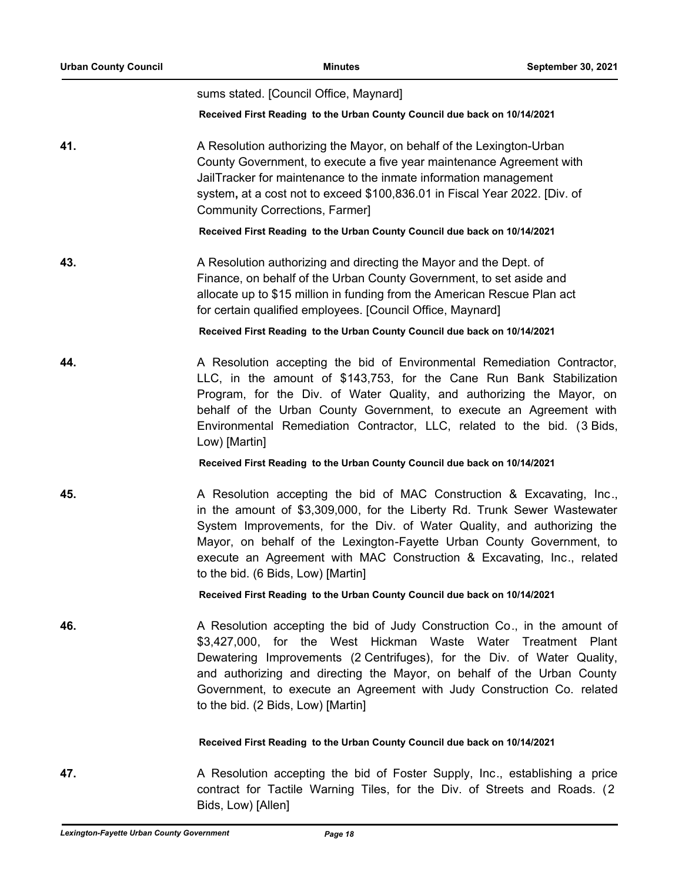sums stated. [Council Office, Maynard]

**Received First Reading to the Urban County Council due back on 10/14/2021**

**41.** A Resolution authorizing the Mayor, on behalf of the Lexington-Urban County Government, to execute a five year maintenance Agreement with JailTracker for maintenance to the inmate information management system**,** at a cost not to exceed $100,836.01 in Fiscal Year 2022. [Div. of Community Corrections, Farmer]

**Received First Reading to the Urban County Council due back on 10/14/2021**

**43.** A Resolution authorizing and directing the Mayor and the Dept. of Finance, on behalf of the Urban County Government, to set aside and allocate up to $15 million in funding from the American Rescue Plan act for certain qualified employees. [Council Office, Maynard]

**Received First Reading to the Urban County Council due back on 10/14/2021**

**44.** A Resolution accepting the bid of Environmental Remediation Contractor, LLC, in the amount of $143,753, for the Cane Run Bank Stabilization Program, for the Div. of Water Quality, and authorizing the Mayor, on behalf of the Urban County Government, to execute an Agreement with Environmental Remediation Contractor, LLC, related to the bid. (3 Bids, Low) [Martin]

**Received First Reading to the Urban County Council due back on 10/14/2021**

**45.** A Resolution accepting the bid of MAC Construction & Excavating, Inc., in the amount of $3,309,000, for the Liberty Rd. Trunk Sewer Wastewater System Improvements, for the Div. of Water Quality, and authorizing the Mayor, on behalf of the Lexington-Fayette Urban County Government, to execute an Agreement with MAC Construction & Excavating, Inc., related to the bid. (6 Bids, Low) [Martin]

**Received First Reading to the Urban County Council due back on 10/14/2021**

**46.** A Resolution accepting the bid of Judy Construction Co., in the amount of $3,427,000, for the West Hickman Waste Water Treatment Plant Dewatering Improvements (2 Centrifuges), for the Div. of Water Quality, and authorizing and directing the Mayor, on behalf of the Urban County Government, to execute an Agreement with Judy Construction Co. related to the bid. (2 Bids, Low) [Martin]

**Received First Reading to the Urban County Council due back on 10/14/2021**

**47.** A Resolution accepting the bid of Foster Supply, Inc., establishing a price contract for Tactile Warning Tiles, for the Div. of Streets and Roads. (2 Bids, Low) [Allen]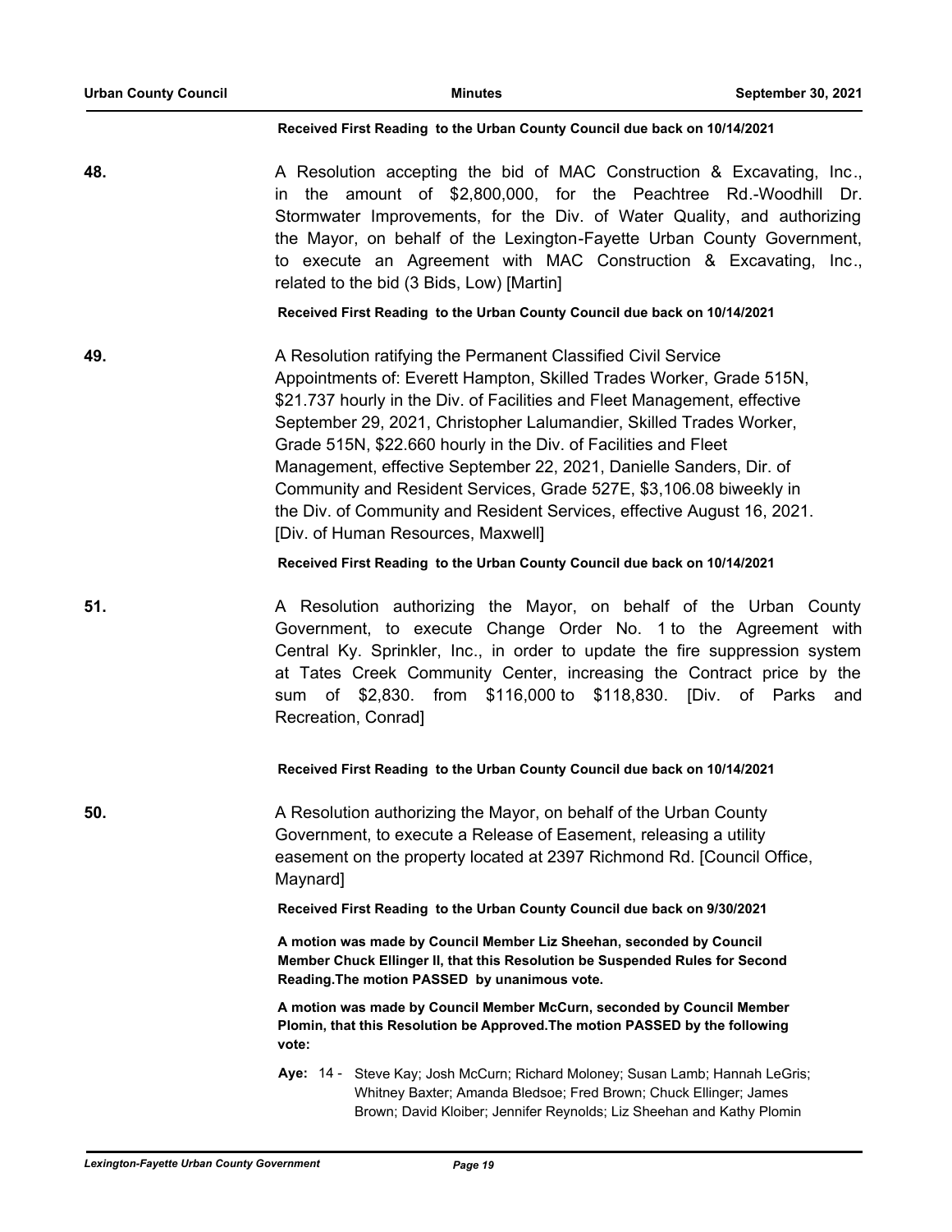**Received First Reading to the Urban County Council due back on 10/14/2021**

**48.** A Resolution accepting the bid of MAC Construction & Excavating, Inc., in the amount of $2,800,000, for the Peachtree Rd.-Woodhill Dr. Stormwater Improvements, for the Div. of Water Quality, and authorizing the Mayor, on behalf of the Lexington-Fayette Urban County Government, to execute an Agreement with MAC Construction & Excavating, Inc., related to the bid (3 Bids, Low) [Martin]

**Received First Reading to the Urban County Council due back on 10/14/2021**

**49.** A Resolution ratifying the Permanent Classified Civil Service Appointments of: Everett Hampton, Skilled Trades Worker, Grade 515N, $21.737 hourly in the Div. of Facilities and Fleet Management, effective September 29, 2021, Christopher Lalumandier, Skilled Trades Worker, Grade 515N, $22.660 hourly in the Div. of Facilities and Fleet Management, effective September 22, 2021, Danielle Sanders, Dir. of Community and Resident Services, Grade 527E, $3,106.08 biweekly in the Div. of Community and Resident Services, effective August 16, 2021. [Div. of Human Resources, Maxwell]

**Received First Reading to the Urban County Council due back on 10/14/2021**

**51.** A Resolution authorizing the Mayor, on behalf of the Urban County Government, to execute Change Order No. 1 to the Agreement with Central Ky. Sprinkler, Inc., in order to update the fire suppression system at Tates Creek Community Center, increasing the Contract price by the sum of $2,830. from $116,000 to $118,830. [Div. of Parks and Recreation, Conrad]

**Received First Reading to the Urban County Council due back on 10/14/2021**

**50.** A Resolution authorizing the Mayor, on behalf of the Urban County Government, to execute a Release of Easement, releasing a utility easement on the property located at 2397 Richmond Rd. [Council Office, Maynard]

**Received First Reading to the Urban County Council due back on 9/30/2021**

**A motion was made by Council Member Liz Sheehan, seconded by Council Member Chuck Ellinger II, that this Resolution be Suspended Rules for Second Reading.The motion PASSED by unanimous vote.**

**A motion was made by Council Member McCurn, seconded by Council Member Plomin, that this Resolution be Approved.The motion PASSED by the following vote:**

**Aye:** 14 - Steve Kay; Josh McCurn; Richard Moloney; Susan Lamb; Hannah LeGris; Whitney Baxter; Amanda Bledsoe; Fred Brown; Chuck Ellinger; James Brown; David Kloiber; Jennifer Reynolds; Liz Sheehan and Kathy Plomin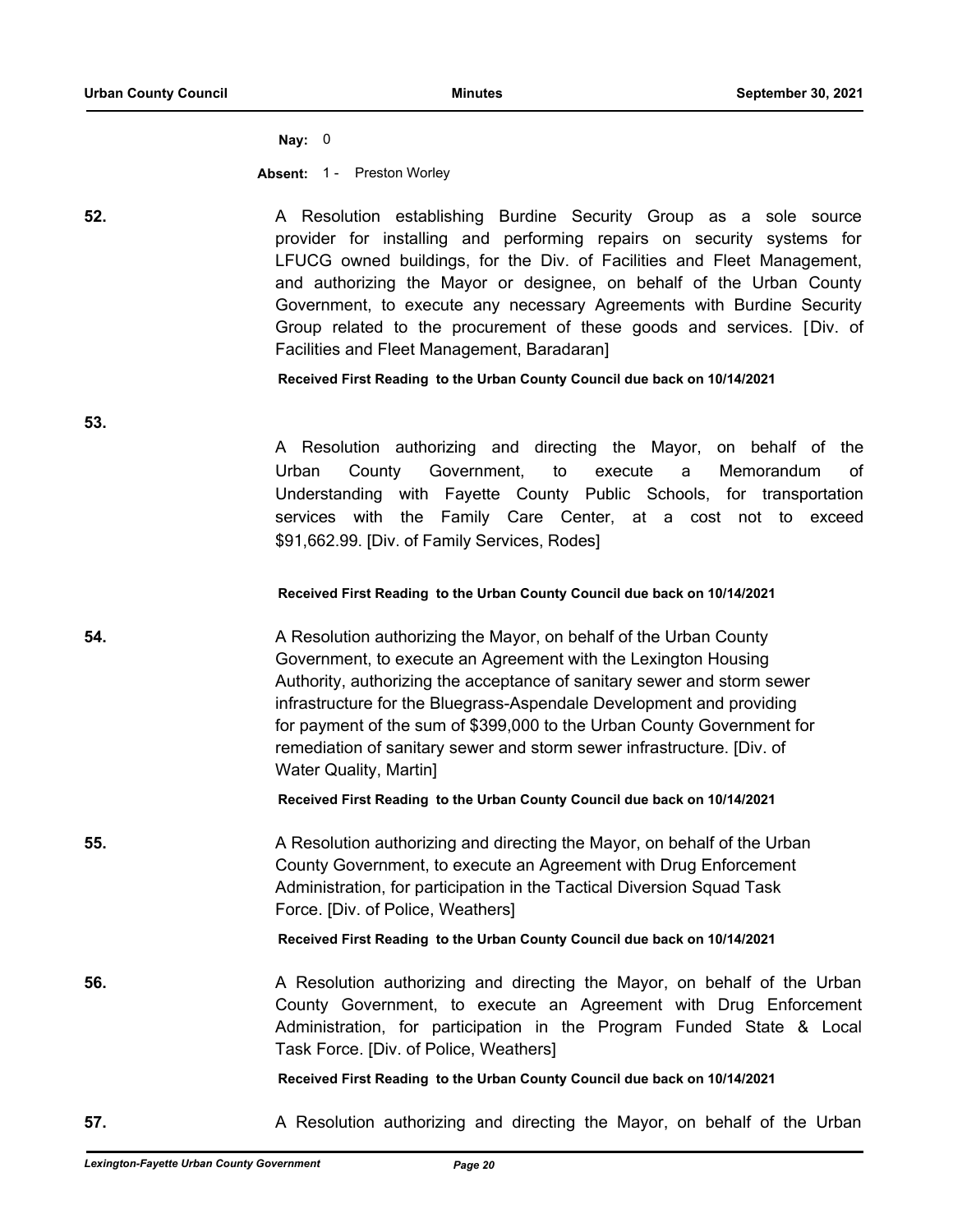**Nay:** 0

**Absent:** 1 - Preston Worley

**52.** A Resolution establishing Burdine Security Group as a sole source provider for installing and performing repairs on security systems for LFUCG owned buildings, for the Div. of Facilities and Fleet Management, and authorizing the Mayor or designee, on behalf of the Urban County Government, to execute any necessary Agreements with Burdine Security Group related to the procurement of these goods and services. [Div. of Facilities and Fleet Management, Baradaran]

**Received First Reading to the Urban County Council due back on 10/14/2021**

**53.** A Resolution authorizing and directing the Mayor, on behalf of the Urban County Government, to execute a Memorandum of Understanding with Fayette County Public Schools, for transportation services with the Family Care Center, at a cost not to exceed $91,662.99. [Div. of Family Services, Rodes]

**Received First Reading to the Urban County Council due back on 10/14/2021**

**54.** A Resolution authorizing the Mayor, on behalf of the Urban County Government, to execute an Agreement with the Lexington Housing Authority, authorizing the acceptance of sanitary sewer and storm sewer infrastructure for the Bluegrass-Aspendale Development and providing for payment of the sum of $399,000 to the Urban County Government for remediation of sanitary sewer and storm sewer infrastructure. [Div. of Water Quality, Martin]

**Received First Reading to the Urban County Council due back on 10/14/2021**

**55.** A Resolution authorizing and directing the Mayor, on behalf of the Urban County Government, to execute an Agreement with Drug Enforcement Administration, for participation in the Tactical Diversion Squad Task Force. [Div. of Police, Weathers]

**Received First Reading to the Urban County Council due back on 10/14/2021**

**56.** A Resolution authorizing and directing the Mayor, on behalf of the Urban County Government, to execute an Agreement with Drug Enforcement Administration, for participation in the Program Funded State & Local Task Force. [Div. of Police, Weathers]

**Received First Reading to the Urban County Council due back on 10/14/2021**

**57.** A Resolution authorizing and directing the Mayor, on behalf of the Urban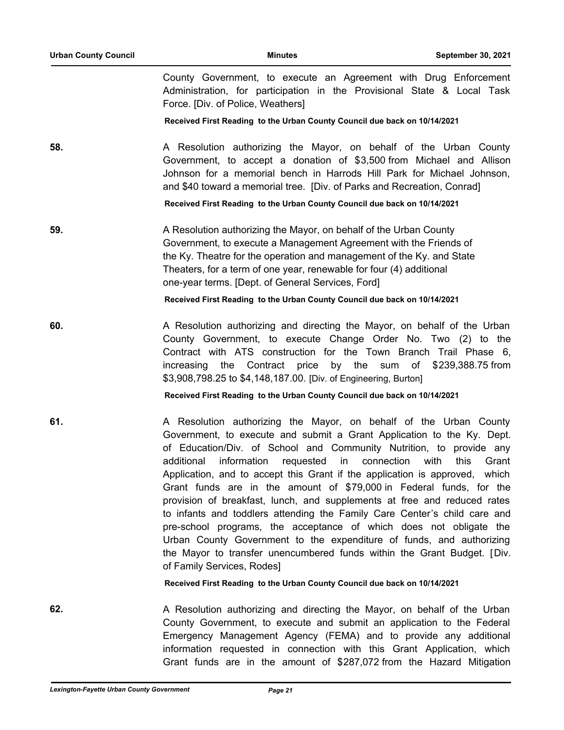County Government, to execute an Agreement with Drug Enforcement Administration, for participation in the Provisional State & Local Task Force. [Div. of Police, Weathers]

**Received First Reading to the Urban County Council due back on 10/14/2021**

**58.** A Resolution authorizing the Mayor, on behalf of the Urban County Government, to accept a donation of $3,500 from Michael and Allison Johnson for a memorial bench in Harrods Hill Park for Michael Johnson, and $40 toward a memorial tree. [Div. of Parks and Recreation, Conrad]

**Received First Reading to the Urban County Council due back on 10/14/2021**

**59.** A Resolution authorizing the Mayor, on behalf of the Urban County Government, to execute a Management Agreement with the Friends of the Ky. Theatre for the operation and management of the Ky. and State Theaters, for a term of one year, renewable for four (4) additional one-year terms. [Dept. of General Services, Ford]

**Received First Reading to the Urban County Council due back on 10/14/2021**

**60.** A Resolution authorizing and directing the Mayor, on behalf of the Urban County Government, to execute Change Order No. Two (2) to the Contract with ATS construction for the Town Branch Trail Phase 6, increasing the Contract price by the sum of $239,388.75 from $3,908,798.25 to $4,148,187.00. [Div. of Engineering, Burton]

**Received First Reading to the Urban County Council due back on 10/14/2021**

**61.** A Resolution authorizing the Mayor, on behalf of the Urban County Government, to execute and submit a Grant Application to the Ky. Dept. of Education/Div. of School and Community Nutrition, to provide any additional information requested in connection with this Grant Application, and to accept this Grant if the application is approved, which Grant funds are in the amount of $79,000 in Federal funds, for the provision of breakfast, lunch, and supplements at free and reduced rates to infants and toddlers attending the Family Care Center's child care and pre-school programs, the acceptance of which does not obligate the Urban County Government to the expenditure of funds, and authorizing the Mayor to transfer unencumbered funds within the Grant Budget. [Div. of Family Services, Rodes]

**Received First Reading to the Urban County Council due back on 10/14/2021**

**62.** A Resolution authorizing and directing the Mayor, on behalf of the Urban County Government, to execute and submit an application to the Federal Emergency Management Agency (FEMA) and to provide any additional information requested in connection with this Grant Application, which Grant funds are in the amount of $287,072 from the Hazard Mitigation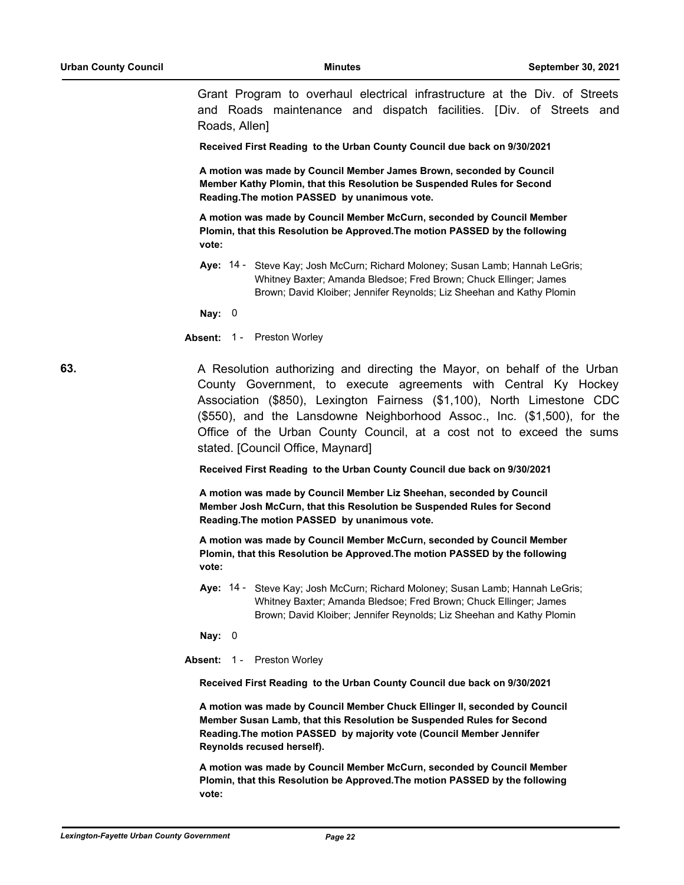Grant Program to overhaul electrical infrastructure at the Div. of Streets and Roads maintenance and dispatch facilities. [Div. of Streets and Roads, Allen]

**Received First Reading to the Urban County Council due back on 9/30/2021**

**A motion was made by Council Member James Brown, seconded by Council Member Kathy Plomin, that this Resolution be Suspended Rules for Second Reading.The motion PASSED by unanimous vote.**

**A motion was made by Council Member McCurn, seconded by Council Member Plomin, that this Resolution be Approved.The motion PASSED by the following vote:**

**Aye:** 14 - Steve Kay; Josh McCurn; Richard Moloney; Susan Lamb; Hannah LeGris; Whitney Baxter; Amanda Bledsoe; Fred Brown; Chuck Ellinger; James Brown; David Kloiber; Jennifer Reynolds; Liz Sheehan and Kathy Plomin

**Nay:** 0

**Absent:** 1 - Preston Worley

**63.** A Resolution authorizing and directing the Mayor, on behalf of the Urban County Government, to execute agreements with Central Ky Hockey Association ($850), Lexington Fairness ($1,100), North Limestone CDC ($550), and the Lansdowne Neighborhood Assoc., Inc. ($1,500), for the Office of the Urban County Council, at a cost not to exceed the sums stated. [Council Office, Maynard]

**Received First Reading to the Urban County Council due back on 9/30/2021**

**A motion was made by Council Member Liz Sheehan, seconded by Council Member Josh McCurn, that this Resolution be Suspended Rules for Second Reading.The motion PASSED by unanimous vote.**

**A motion was made by Council Member McCurn, seconded by Council Member Plomin, that this Resolution be Approved.The motion PASSED by the following vote:**

**Aye:** 14 - Steve Kay; Josh McCurn; Richard Moloney; Susan Lamb; Hannah LeGris; Whitney Baxter; Amanda Bledsoe; Fred Brown; Chuck Ellinger; James Brown; David Kloiber; Jennifer Reynolds; Liz Sheehan and Kathy Plomin

**Nay:** 0

**Absent:** 1 - Preston Worley

**Received First Reading to the Urban County Council due back on 9/30/2021**

**A motion was made by Council Member Chuck Ellinger II, seconded by Council Member Susan Lamb, that this Resolution be Suspended Rules for Second Reading.The motion PASSED by majority vote (Council Member Jennifer Reynolds recused herself).**

**A motion was made by Council Member McCurn, seconded by Council Member Plomin, that this Resolution be Approved.The motion PASSED by the following vote:**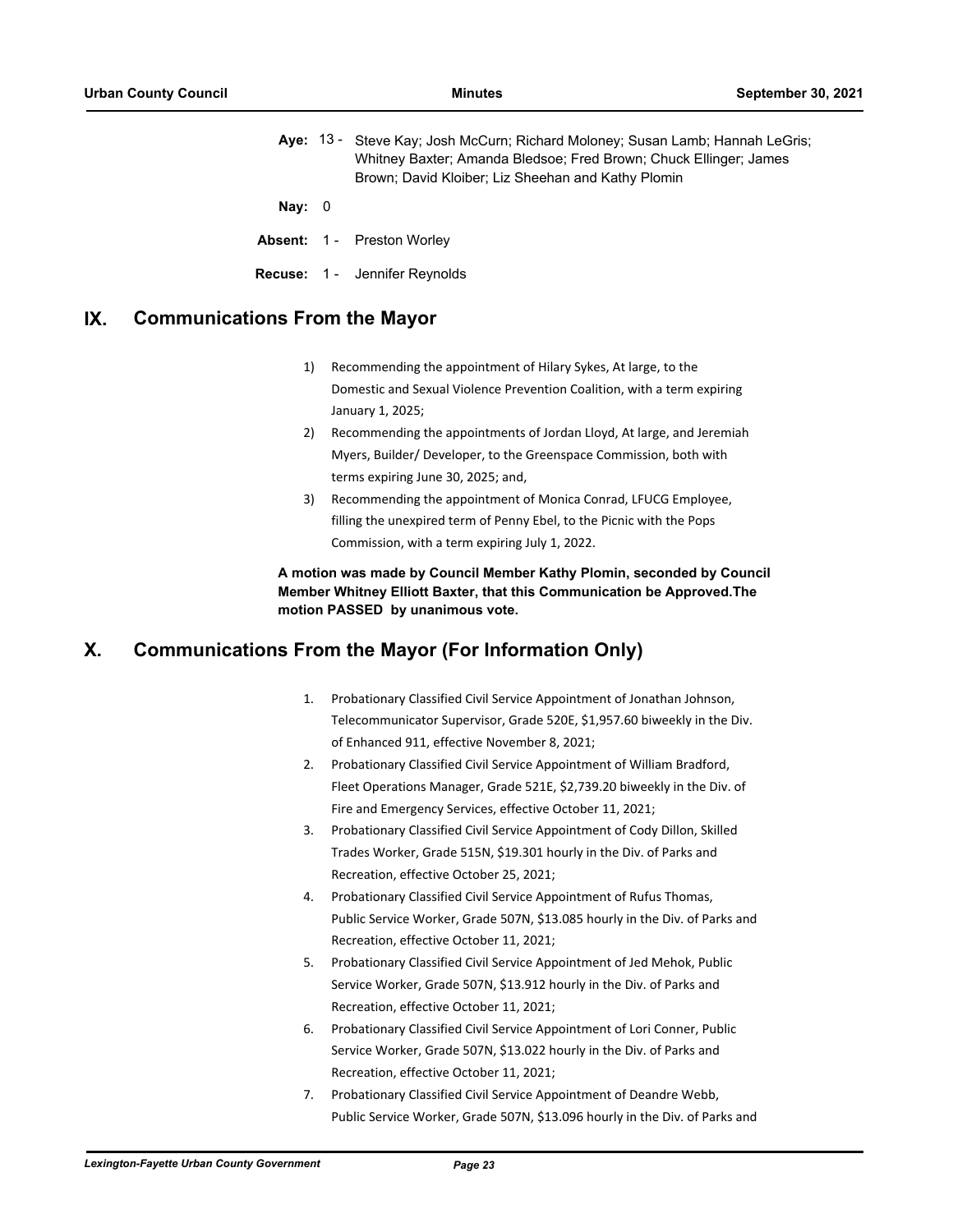**Aye:** 13 - Steve Kay; Josh McCurn; Richard Moloney; Susan Lamb; Hannah LeGris; Whitney Baxter; Amanda Bledsoe; Fred Brown; Chuck Ellinger; James Brown; David Kloiber; Liz Sheehan and Kathy Plomin

**Nay:** 0

**Absent:** 1 - Preston Worley

**Recuse:** 1 - Jennifer Reynolds

## IX. Communications From the Mayor

1) Recommending the appointment of Hilary Sykes, At large, to the Domestic and Sexual Violence Prevention Coalition, with a term expiring January 1, 2025;
2) Recommending the appointments of Jordan Lloyd, At large, and Jeremiah Myers, Builder/ Developer, to the Greenspace Commission, both with terms expiring June 30, 2025; and,
3) Recommending the appointment of Monica Conrad, LFUCG Employee, filling the unexpired term of Penny Ebel, to the Picnic with the Pops Commission, with a term expiring July 1, 2022.

**A motion was made by Council Member Kathy Plomin, seconded by Council Member Whitney Elliott Baxter, that this Communication be Approved.The motion PASSED by unanimous vote.**

## X. Communications From the Mayor (For Information Only)

1. Probationary Classified Civil Service Appointment of Jonathan Johnson, Telecommunicator Supervisor, Grade 520E, $1,957.60 biweekly in the Div. of Enhanced 911, effective November 8, 2021;
2. Probationary Classified Civil Service Appointment of William Bradford, Fleet Operations Manager, Grade 521E, $2,739.20 biweekly in the Div. of Fire and Emergency Services, effective October 11, 2021;
3. Probationary Classified Civil Service Appointment of Cody Dillon, Skilled Trades Worker, Grade 515N, $19.301 hourly in the Div. of Parks and Recreation, effective October 25, 2021;
4. Probationary Classified Civil Service Appointment of Rufus Thomas, Public Service Worker, Grade 507N, $13.085 hourly in the Div. of Parks and Recreation, effective October 11, 2021;
5. Probationary Classified Civil Service Appointment of Jed Mehok, Public Service Worker, Grade 507N, $13.912 hourly in the Div. of Parks and Recreation, effective October 11, 2021;
6. Probationary Classified Civil Service Appointment of Lori Conner, Public Service Worker, Grade 507N, $13.022 hourly in the Div. of Parks and Recreation, effective October 11, 2021;
7. Probationary Classified Civil Service Appointment of Deandre Webb, Public Service Worker, Grade 507N, $13.096 hourly in the Div. of Parks and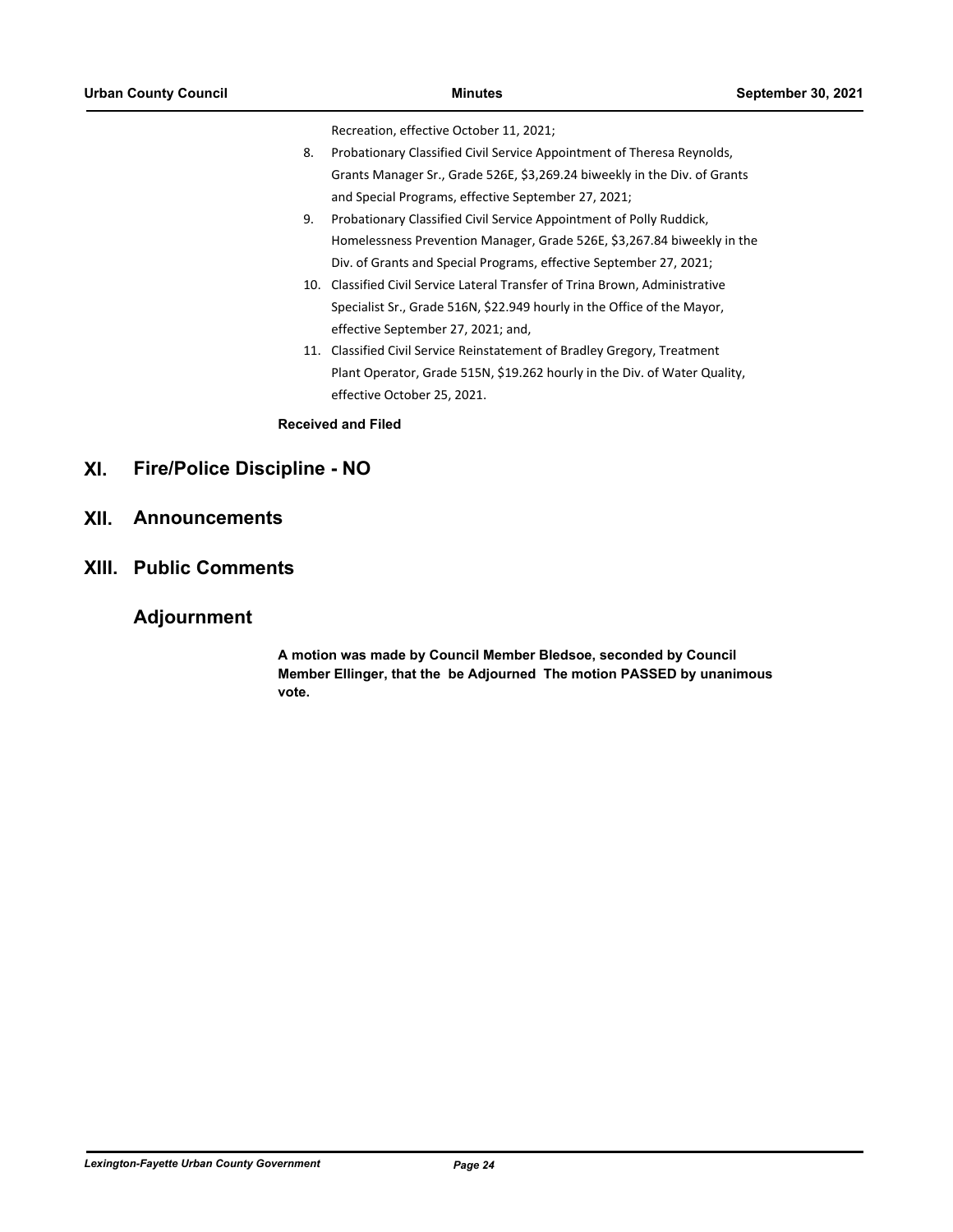Recreation, effective October 11, 2021;

8. Probationary Classified Civil Service Appointment of Theresa Reynolds, Grants Manager Sr., Grade 526E, $3,269.24 biweekly in the Div. of Grants and Special Programs, effective September 27, 2021;
9. Probationary Classified Civil Service Appointment of Polly Ruddick, Homelessness Prevention Manager, Grade 526E, $3,267.84 biweekly in the Div. of Grants and Special Programs, effective September 27, 2021;
10. Classified Civil Service Lateral Transfer of Trina Brown, Administrative Specialist Sr., Grade 516N, $22.949 hourly in the Office of the Mayor, effective September 27, 2021; and,
11. Classified Civil Service Reinstatement of Bradley Gregory, Treatment Plant Operator, Grade 515N, $19.262 hourly in the Div. of Water Quality, effective October 25, 2021.

**Received and Filed**

## XI. Fire/Police Discipline - NO

## XII. Announcements

## XIII. Public Comments

## Adjournment

**A motion was made by Council Member Bledsoe, seconded by Council Member Ellinger, that the be Adjourned The motion PASSED by unanimous vote.**